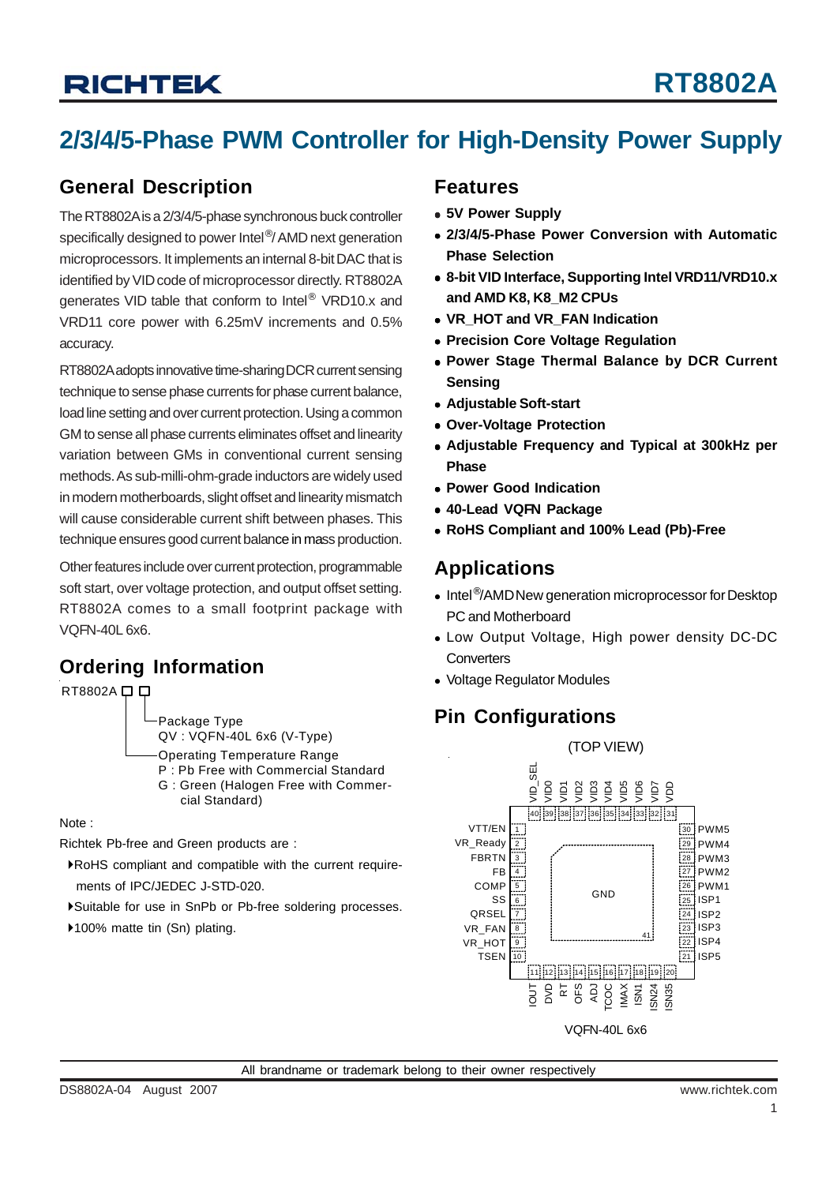# RICHTEK RT8802A

# 2/3/4/5-Phase PWM Controller for High-Density Power Supply

## General Description

The RT8802A is a 2/3/4/5-phase synchronous buck controller specifically designed to power Intel®/ AMD next generation microprocessors. It implements an internal 8-bit DAC that is identified by VID code of microprocessor directly. RT8802A generates VID table that conform to Intel® VRD10.x and VRD11 core power with 6.25mV increments and 0.5% accuracy.

RT8802A adopts innovative time-sharing DCR current sensing technique to sense phase currents for phase current balance, load line setting and over current protection. Using a common GM to sense all phase currents eliminates offset and linearity variation between GMs in conventional current sensing methods. As sub-milli-ohm-grade inductors are widely used in modern motherboards, slight offset and linearity mismatch will cause considerable current shift between phases. This technique ensures good current balance in mass production.

Other features include over current protection, programmable soft start, over voltage protection, and output offset setting. RT8802A comes to a small footprint package with VQFN-40L 6x6.

## Ordering Information

RT8802A □ □

- Package Type
  - QV : VQFN-40L 6x6 (V-Type)
- Operating Temperature Range
  - P : Pb Free with Commercial Standard
  - G : Green (Halogen Free with Commercial Standard)

Note :

Richtek Pb-free and Green products are :

- RoHS compliant and compatible with the current requirements of IPC/JEDEC J-STD-020.
- Suitable for use in SnPb or Pb-free soldering processes.
- 100% matte tin (Sn) plating.

## Features

- **5V Power Supply**
- **2/3/4/5-Phase Power Conversion with Automatic Phase Selection**
- **8-bit VID Interface, Supporting Intel VRD11/VRD10.x and AMD K8, K8_M2 CPUs**
- **VR_HOT and VR_FAN Indication**
- **Precision Core Voltage Regulation**
- **Power Stage Thermal Balance by DCR Current Sensing**
- **Adjustable Soft-start**
- **Over-Voltage Protection**
- **Adjustable Frequency and Typical at 300kHz per Phase**
- **Power Good Indication**
- **40-Lead VQFN Package**
- **RoHS Compliant and 100% Lead (Pb)-Free**

## Applications

- Intel®/AMD New generation microprocessor for Desktop PC and Motherboard
- Low Output Voltage, High power density DC-DC Converters
- Voltage Regulator Modules

## Pin Configurations

(TOP VIEW)

| Pin | Name | Pin | Name |
|---|---|---|---|
| 1 | VTT/EN | 21 | ISP5 |
| 2 | VR_Ready | 22 | ISP4 |
| 3 | FBRTN | 23 | ISP3 |
| 4 | FB | 24 | ISP2 |
| 5 | COMP | 25 | ISP1 |
| 6 | SS | 26 | PWM1 |
| 7 | QRSEL | 27 | PWM2 |
| 8 | VR_FAN | 28 | PWM3 |
| 9 | VR_HOT | 29 | PWM4 |
| 10 | TSEN | 30 | PWM5 |
| 11 | IOUT | 31 | VDD |
| 12 | DVD | 32 | VID7 |
| 13 | RT | 33 | VID6 |
| 14 | OFS | 34 | VID5 |
| 15 | ADJ | 35 | VID4 |
| 16 | TCOC | 36 | VID3 |
| 17 | IMAX | 37 | VID2 |
| 18 | ISN1 | 38 | VID1 |
| 19 | ISN24 | 39 | VID0 |
| 20 | ISN35 | 40 | VID_SEL |
| 41 | GND (exposed pad) | | |

VQFN-40L 6x6

All brandname or trademark belong to their owner respectively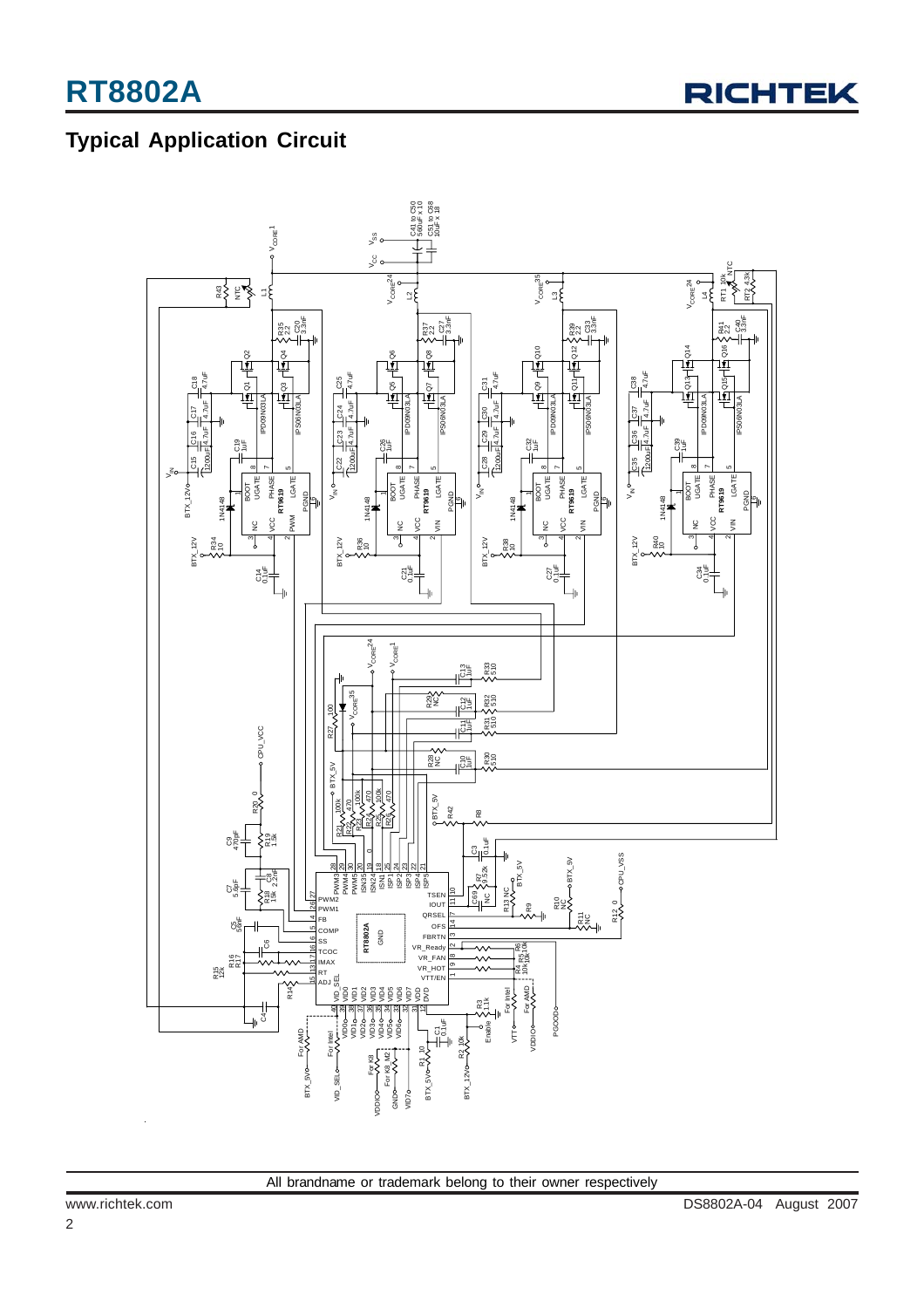## Typical Application Circuit

All brandname or trademark belong to their owner respectively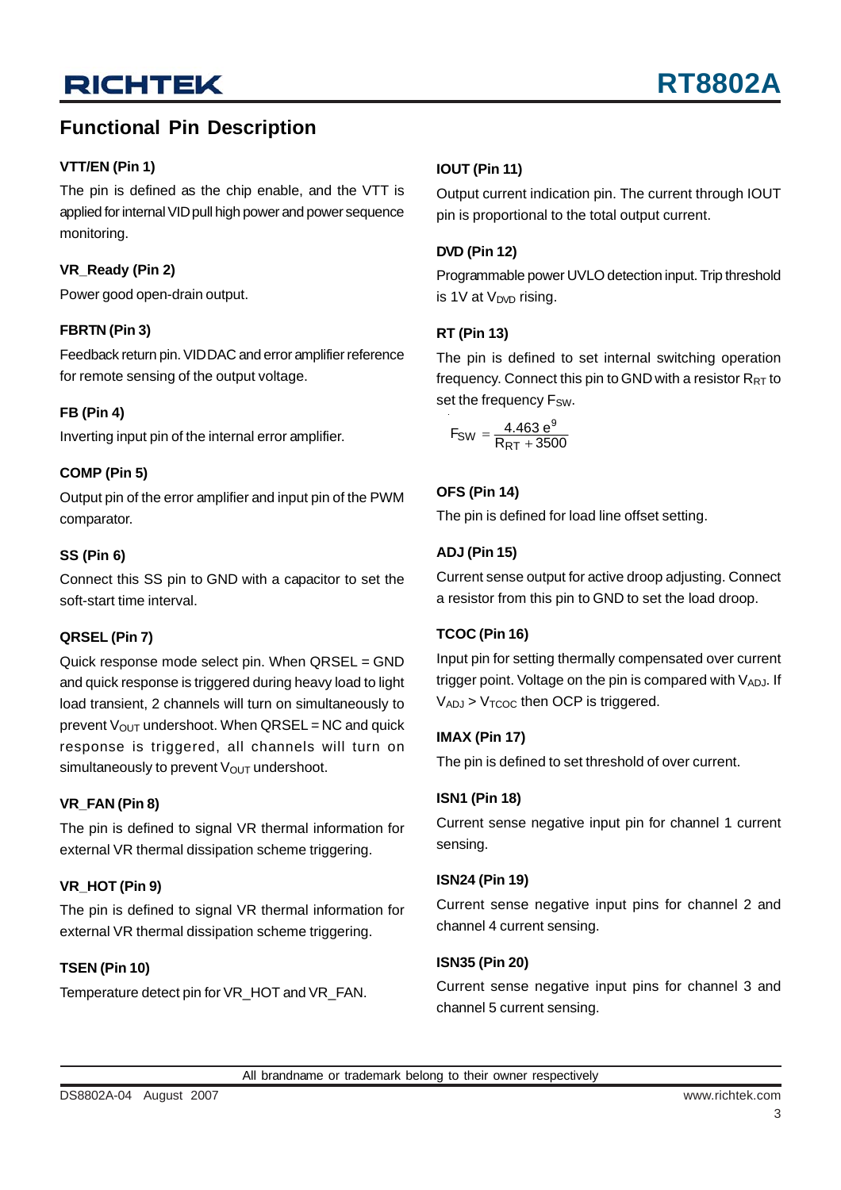## Functional Pin Description

### VTT/EN (Pin 1)

The pin is defined as the chip enable, and the VTT is applied for internal VID pull high power and power sequence monitoring.

### VR_Ready (Pin 2)

Power good open-drain output.

### FBRTN (Pin 3)

Feedback return pin. VID DAC and error amplifier reference for remote sensing of the output voltage.

### FB (Pin 4)

Inverting input pin of the internal error amplifier.

### COMP (Pin 5)

Output pin of the error amplifier and input pin of the PWM comparator.

### SS (Pin 6)

Connect this SS pin to GND with a capacitor to set the soft-start time interval.

### QRSEL (Pin 7)

Quick response mode select pin. When QRSEL = GND and quick response is triggered during heavy load to light load transient, 2 channels will turn on simultaneously to prevent $V_{OUT}$ undershoot. When QRSEL = NC and quick response is triggered, all channels will turn on simultaneously to prevent $V_{OUT}$ undershoot.

### VR_FAN (Pin 8)

The pin is defined to signal VR thermal information for external VR thermal dissipation scheme triggering.

### VR_HOT (Pin 9)

The pin is defined to signal VR thermal information for external VR thermal dissipation scheme triggering.

### TSEN (Pin 10)

Temperature detect pin for VR_HOT and VR_FAN.

### IOUT (Pin 11)

Output current indication pin. The current through IOUT pin is proportional to the total output current.

### DVD (Pin 12)

Programmable power UVLO detection input. Trip threshold is 1V at $V_{DVD}$ rising.

### RT (Pin 13)

The pin is defined to set internal switching operation frequency. Connect this pin to GND with a resistor $R_{RT}$ to set the frequency $F_{SW}$.

$$F_{SW} = \frac{4.463\,e^{9}}{R_{RT} + 3500}$$

### OFS (Pin 14)

The pin is defined for load line offset setting.

### ADJ (Pin 15)

Current sense output for active droop adjusting. Connect a resistor from this pin to GND to set the load droop.

### TCOC (Pin 16)

Input pin for setting thermally compensated over current trigger point. Voltage on the pin is compared with $V_{ADJ}$. If $V_{ADJ} > V_{TCOC}$ then OCP is triggered.

### IMAX (Pin 17)

The pin is defined to set threshold of over current.

### ISN1 (Pin 18)

Current sense negative input pin for channel 1 current sensing.

### ISN24 (Pin 19)

Current sense negative input pins for channel 2 and channel 4 current sensing.

### ISN35 (Pin 20)

Current sense negative input pins for channel 3 and channel 5 current sensing.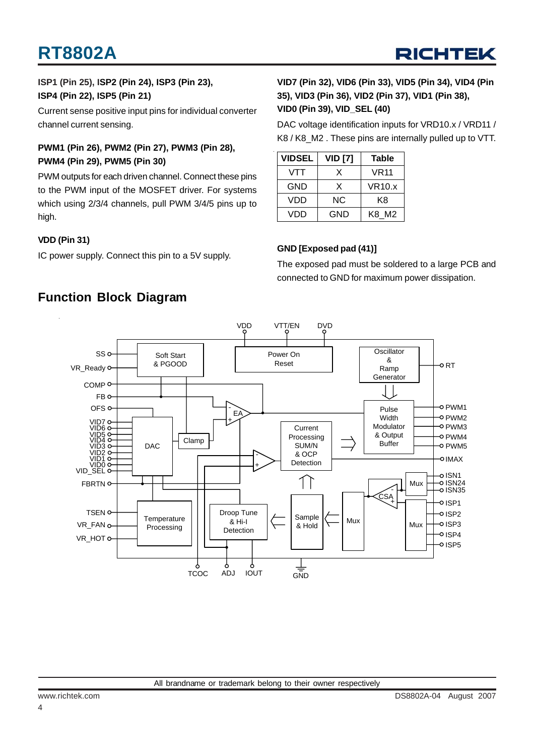### ISP1 (Pin 25), ISP2 (Pin 24), ISP3 (Pin 23), ISP4 (Pin 22), ISP5 (Pin 21)

Current sense positive input pins for individual converter channel current sensing.

### PWM1 (Pin 26), PWM2 (Pin 27), PWM3 (Pin 28), PWM4 (Pin 29), PWM5 (Pin 30)

PWM outputs for each driven channel. Connect these pins to the PWM input of the MOSFET driver. For systems which using 2/3/4 channels, pull PWM 3/4/5 pins up to high.

### VDD (Pin 31)

IC power supply. Connect this pin to a 5V supply.

### VID7 (Pin 32), VID6 (Pin 33), VID5 (Pin 34), VID4 (Pin 35), VID3 (Pin 36), VID2 (Pin 37), VID1 (Pin 38), VID0 (Pin 39), VID_SEL (40)

DAC voltage identification inputs for VRD10.x / VRD11 / K8 / K8_M2 . These pins are internally pulled up to VTT.

| VIDSEL | VID [7] | Table |
|---|---|---|
| VTT | X | VR11 |
| GND | X | VR10.x |
| VDD | NC | K8 |
| VDD | GND | K8_M2 |

### GND [Exposed pad (41)]

The exposed pad must be soldered to a large PCB and connected to GND for maximum power dissipation.

## Function Block Diagram

VDD, VTT/EN, DVD, SS, VR_Ready, COMP, FB, OFS, VID7, VID6, VID5, VID4, VID3, VID2, VID1, VID0, VID_SEL, FBRTN, TSEN, VR_FAN, VR_HOT, TCOC, ADJ, IOUT, GND, RT, PWM1, PWM2, PWM3, PWM4, PWM5, IMAX, ISN1, ISN24, ISN35, ISP1, ISP2, ISP3, ISP4, ISP5

Soft Start & PGOOD · Power On Reset · Oscillator & Ramp Generator · EA · DAC · Clamp · Current Processing SUM/N & OCP Detection · Pulse Width Modulator & Output Buffer · Temperature Processing · Droop Tune & Hi-I Detection · Sample & Hold · Mux · CSA · Mux · Mux

All brandname or trademark belong to their owner respectively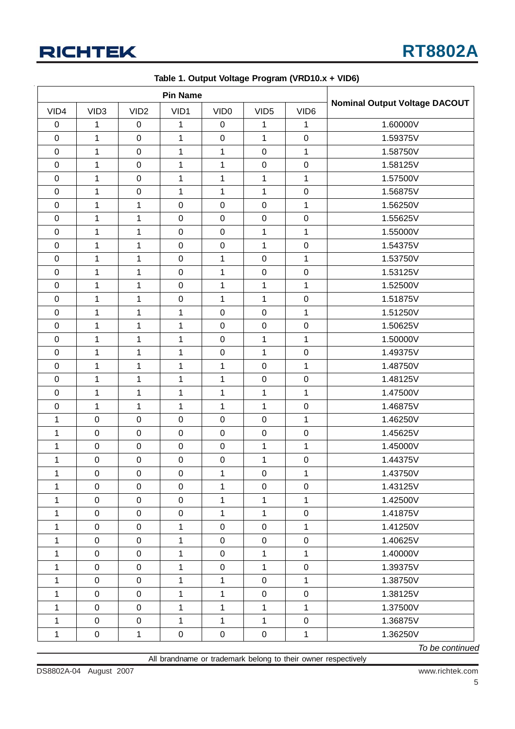**Table 1. Output Voltage Program (VRD10.x + VID6)**

| Pin Name | | | | | | | Nominal Output Voltage DACOUT |
|---|---|---|---|---|---|---|---|
| VID4 | VID3 | VID2 | VID1 | VID0 | VID5 | VID6 | |
| 0 | 1 | 0 | 1 | 0 | 1 | 1 | 1.60000V |
| 0 | 1 | 0 | 1 | 0 | 1 | 0 | 1.59375V |
| 0 | 1 | 0 | 1 | 1 | 0 | 1 | 1.58750V |
| 0 | 1 | 0 | 1 | 1 | 0 | 0 | 1.58125V |
| 0 | 1 | 0 | 1 | 1 | 1 | 1 | 1.57500V |
| 0 | 1 | 0 | 1 | 1 | 1 | 0 | 1.56875V |
| 0 | 1 | 1 | 0 | 0 | 0 | 1 | 1.56250V |
| 0 | 1 | 1 | 0 | 0 | 0 | 0 | 1.55625V |
| 0 | 1 | 1 | 0 | 0 | 1 | 1 | 1.55000V |
| 0 | 1 | 1 | 0 | 0 | 1 | 0 | 1.54375V |
| 0 | 1 | 1 | 0 | 1 | 0 | 1 | 1.53750V |
| 0 | 1 | 1 | 0 | 1 | 0 | 0 | 1.53125V |
| 0 | 1 | 1 | 0 | 1 | 1 | 1 | 1.52500V |
| 0 | 1 | 1 | 0 | 1 | 1 | 0 | 1.51875V |
| 0 | 1 | 1 | 1 | 0 | 0 | 1 | 1.51250V |
| 0 | 1 | 1 | 1 | 0 | 0 | 0 | 1.50625V |
| 0 | 1 | 1 | 1 | 0 | 1 | 1 | 1.50000V |
| 0 | 1 | 1 | 1 | 0 | 1 | 0 | 1.49375V |
| 0 | 1 | 1 | 1 | 1 | 0 | 1 | 1.48750V |
| 0 | 1 | 1 | 1 | 1 | 0 | 0 | 1.48125V |
| 0 | 1 | 1 | 1 | 1 | 1 | 1 | 1.47500V |
| 0 | 1 | 1 | 1 | 1 | 1 | 0 | 1.46875V |
| 1 | 0 | 0 | 0 | 0 | 0 | 1 | 1.46250V |
| 1 | 0 | 0 | 0 | 0 | 0 | 0 | 1.45625V |
| 1 | 0 | 0 | 0 | 0 | 1 | 1 | 1.45000V |
| 1 | 0 | 0 | 0 | 0 | 1 | 0 | 1.44375V |
| 1 | 0 | 0 | 0 | 1 | 0 | 1 | 1.43750V |
| 1 | 0 | 0 | 0 | 1 | 0 | 0 | 1.43125V |
| 1 | 0 | 0 | 0 | 1 | 1 | 1 | 1.42500V |
| 1 | 0 | 0 | 0 | 1 | 1 | 0 | 1.41875V |
| 1 | 0 | 0 | 1 | 0 | 0 | 1 | 1.41250V |
| 1 | 0 | 0 | 1 | 0 | 0 | 0 | 1.40625V |
| 1 | 0 | 0 | 1 | 0 | 1 | 1 | 1.40000V |
| 1 | 0 | 0 | 1 | 0 | 1 | 0 | 1.39375V |
| 1 | 0 | 0 | 1 | 1 | 0 | 1 | 1.38750V |
| 1 | 0 | 0 | 1 | 1 | 0 | 0 | 1.38125V |
| 1 | 0 | 0 | 1 | 1 | 1 | 1 | 1.37500V |
| 1 | 0 | 0 | 1 | 1 | 1 | 0 | 1.36875V |
| 1 | 0 | 1 | 0 | 0 | 0 | 1 | 1.36250V |

*To be continued*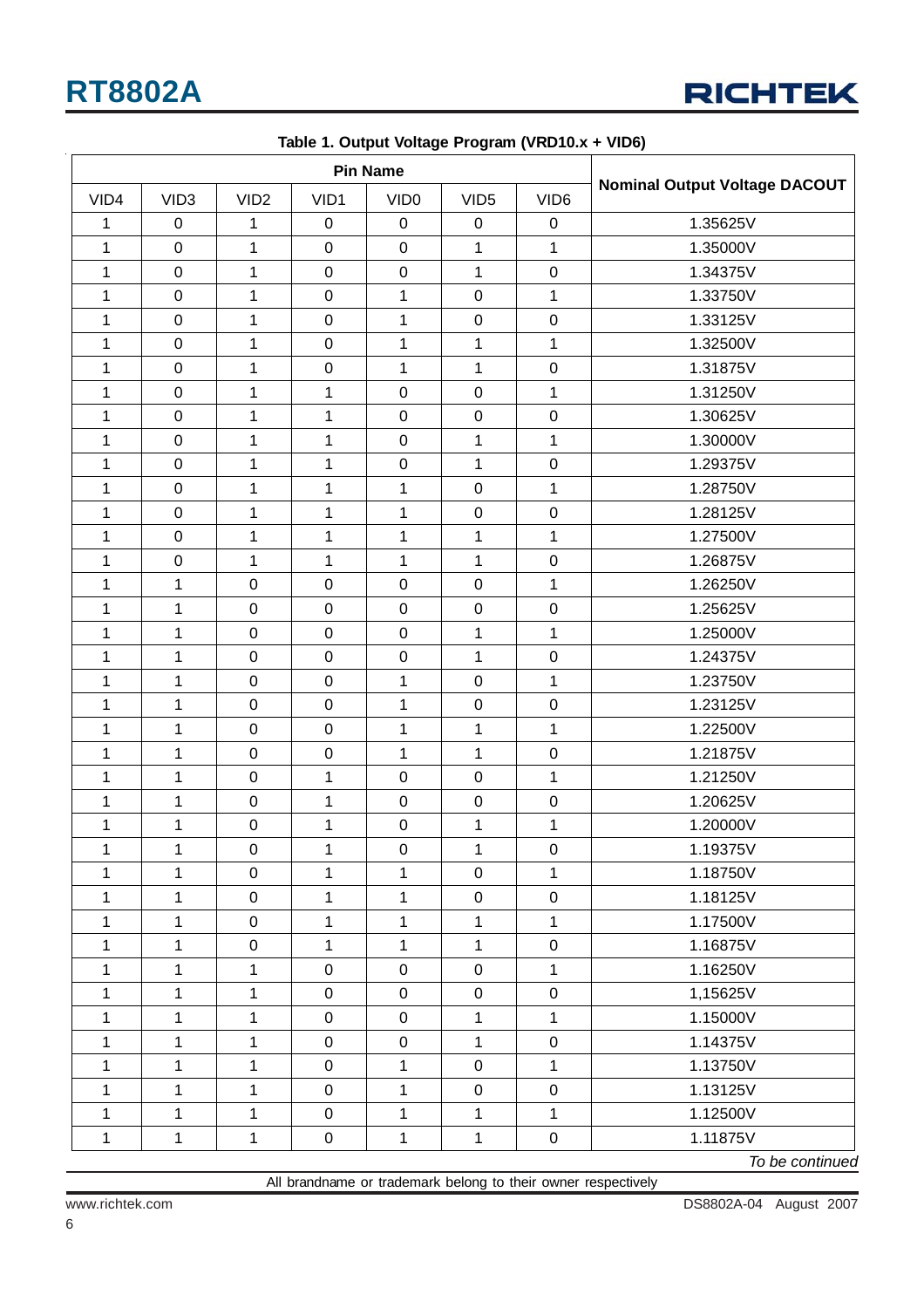**Table 1. Output Voltage Program (VRD10.x + VID6)**

| Pin Name | | | | | | | Nominal Output Voltage DACOUT |
|---|---|---|---|---|---|---|---|
| VID4 | VID3 | VID2 | VID1 | VID0 | VID5 | VID6 | |
| 1 | 0 | 1 | 0 | 0 | 0 | 0 | 1.35625V |
| 1 | 0 | 1 | 0 | 0 | 1 | 1 | 1.35000V |
| 1 | 0 | 1 | 0 | 0 | 1 | 0 | 1.34375V |
| 1 | 0 | 1 | 0 | 1 | 0 | 1 | 1.33750V |
| 1 | 0 | 1 | 0 | 1 | 0 | 0 | 1.33125V |
| 1 | 0 | 1 | 0 | 1 | 1 | 1 | 1.32500V |
| 1 | 0 | 1 | 0 | 1 | 1 | 0 | 1.31875V |
| 1 | 0 | 1 | 1 | 0 | 0 | 1 | 1.31250V |
| 1 | 0 | 1 | 1 | 0 | 0 | 0 | 1.30625V |
| 1 | 0 | 1 | 1 | 0 | 1 | 1 | 1.30000V |
| 1 | 0 | 1 | 1 | 0 | 1 | 0 | 1.29375V |
| 1 | 0 | 1 | 1 | 1 | 0 | 1 | 1.28750V |
| 1 | 0 | 1 | 1 | 1 | 0 | 0 | 1.28125V |
| 1 | 0 | 1 | 1 | 1 | 1 | 1 | 1.27500V |
| 1 | 0 | 1 | 1 | 1 | 1 | 0 | 1.26875V |
| 1 | 1 | 0 | 0 | 0 | 0 | 1 | 1.26250V |
| 1 | 1 | 0 | 0 | 0 | 0 | 0 | 1.25625V |
| 1 | 1 | 0 | 0 | 0 | 1 | 1 | 1.25000V |
| 1 | 1 | 0 | 0 | 0 | 1 | 0 | 1.24375V |
| 1 | 1 | 0 | 0 | 1 | 0 | 1 | 1.23750V |
| 1 | 1 | 0 | 0 | 1 | 0 | 0 | 1.23125V |
| 1 | 1 | 0 | 0 | 1 | 1 | 1 | 1.22500V |
| 1 | 1 | 0 | 0 | 1 | 1 | 0 | 1.21875V |
| 1 | 1 | 0 | 1 | 0 | 0 | 1 | 1.21250V |
| 1 | 1 | 0 | 1 | 0 | 0 | 0 | 1.20625V |
| 1 | 1 | 0 | 1 | 0 | 1 | 1 | 1.20000V |
| 1 | 1 | 0 | 1 | 0 | 1 | 0 | 1.19375V |
| 1 | 1 | 0 | 1 | 1 | 0 | 1 | 1.18750V |
| 1 | 1 | 0 | 1 | 1 | 0 | 0 | 1.18125V |
| 1 | 1 | 0 | 1 | 1 | 1 | 1 | 1.17500V |
| 1 | 1 | 0 | 1 | 1 | 1 | 0 | 1.16875V |
| 1 | 1 | 1 | 0 | 0 | 0 | 1 | 1.16250V |
| 1 | 1 | 1 | 0 | 0 | 0 | 0 | 1,15625V |
| 1 | 1 | 1 | 0 | 0 | 1 | 1 | 1.15000V |
| 1 | 1 | 1 | 0 | 0 | 1 | 0 | 1.14375V |
| 1 | 1 | 1 | 0 | 1 | 0 | 1 | 1.13750V |
| 1 | 1 | 1 | 0 | 1 | 0 | 0 | 1.13125V |
| 1 | 1 | 1 | 0 | 1 | 1 | 1 | 1.12500V |
| 1 | 1 | 1 | 0 | 1 | 1 | 0 | 1.11875V |

*To be continued*

All brandname or trademark belong to their owner respectively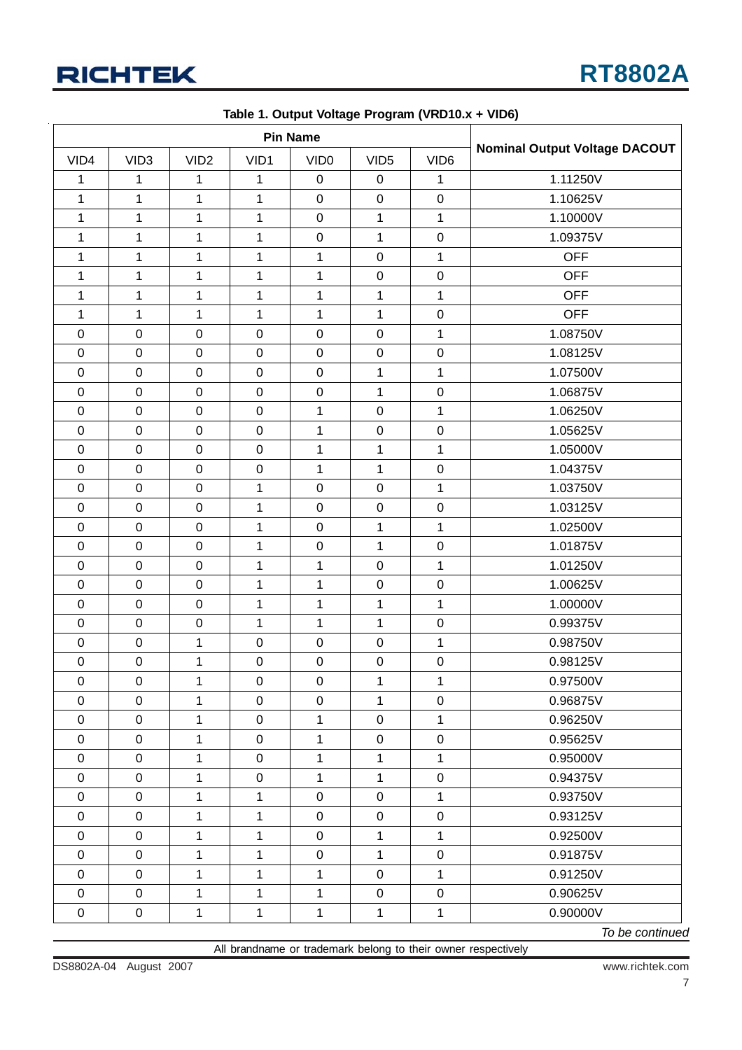**Table 1. Output Voltage Program (VRD10.x + VID6)**

| Pin Name | | | | | | | Nominal Output Voltage DACOUT |
|---|---|---|---|---|---|---|---|
| VID4 | VID3 | VID2 | VID1 | VID0 | VID5 | VID6 | |
| 1 | 1 | 1 | 1 | 0 | 0 | 1 | 1.11250V |
| 1 | 1 | 1 | 1 | 0 | 0 | 0 | 1.10625V |
| 1 | 1 | 1 | 1 | 0 | 1 | 1 | 1.10000V |
| 1 | 1 | 1 | 1 | 0 | 1 | 0 | 1.09375V |
| 1 | 1 | 1 | 1 | 1 | 0 | 1 | OFF |
| 1 | 1 | 1 | 1 | 1 | 0 | 0 | OFF |
| 1 | 1 | 1 | 1 | 1 | 1 | 1 | OFF |
| 1 | 1 | 1 | 1 | 1 | 1 | 0 | OFF |
| 0 | 0 | 0 | 0 | 0 | 0 | 1 | 1.08750V |
| 0 | 0 | 0 | 0 | 0 | 0 | 0 | 1.08125V |
| 0 | 0 | 0 | 0 | 0 | 1 | 1 | 1.07500V |
| 0 | 0 | 0 | 0 | 0 | 1 | 0 | 1.06875V |
| 0 | 0 | 0 | 0 | 1 | 0 | 1 | 1.06250V |
| 0 | 0 | 0 | 0 | 1 | 0 | 0 | 1.05625V |
| 0 | 0 | 0 | 0 | 1 | 1 | 1 | 1.05000V |
| 0 | 0 | 0 | 0 | 1 | 1 | 0 | 1.04375V |
| 0 | 0 | 0 | 1 | 0 | 0 | 1 | 1.03750V |
| 0 | 0 | 0 | 1 | 0 | 0 | 0 | 1.03125V |
| 0 | 0 | 0 | 1 | 0 | 1 | 1 | 1.02500V |
| 0 | 0 | 0 | 1 | 0 | 1 | 0 | 1.01875V |
| 0 | 0 | 0 | 1 | 1 | 0 | 1 | 1.01250V |
| 0 | 0 | 0 | 1 | 1 | 0 | 0 | 1.00625V |
| 0 | 0 | 0 | 1 | 1 | 1 | 1 | 1.00000V |
| 0 | 0 | 0 | 1 | 1 | 1 | 0 | 0.99375V |
| 0 | 0 | 1 | 0 | 0 | 0 | 1 | 0.98750V |
| 0 | 0 | 1 | 0 | 0 | 0 | 0 | 0.98125V |
| 0 | 0 | 1 | 0 | 0 | 1 | 1 | 0.97500V |
| 0 | 0 | 1 | 0 | 0 | 1 | 0 | 0.96875V |
| 0 | 0 | 1 | 0 | 1 | 0 | 1 | 0.96250V |
| 0 | 0 | 1 | 0 | 1 | 0 | 0 | 0.95625V |
| 0 | 0 | 1 | 0 | 1 | 1 | 1 | 0.95000V |
| 0 | 0 | 1 | 0 | 1 | 1 | 0 | 0.94375V |
| 0 | 0 | 1 | 1 | 0 | 0 | 1 | 0.93750V |
| 0 | 0 | 1 | 1 | 0 | 0 | 0 | 0.93125V |
| 0 | 0 | 1 | 1 | 0 | 1 | 1 | 0.92500V |
| 0 | 0 | 1 | 1 | 0 | 1 | 0 | 0.91875V |
| 0 | 0 | 1 | 1 | 1 | 0 | 1 | 0.91250V |
| 0 | 0 | 1 | 1 | 1 | 0 | 0 | 0.90625V |
| 0 | 0 | 1 | 1 | 1 | 1 | 1 | 0.90000V |

*To be continued*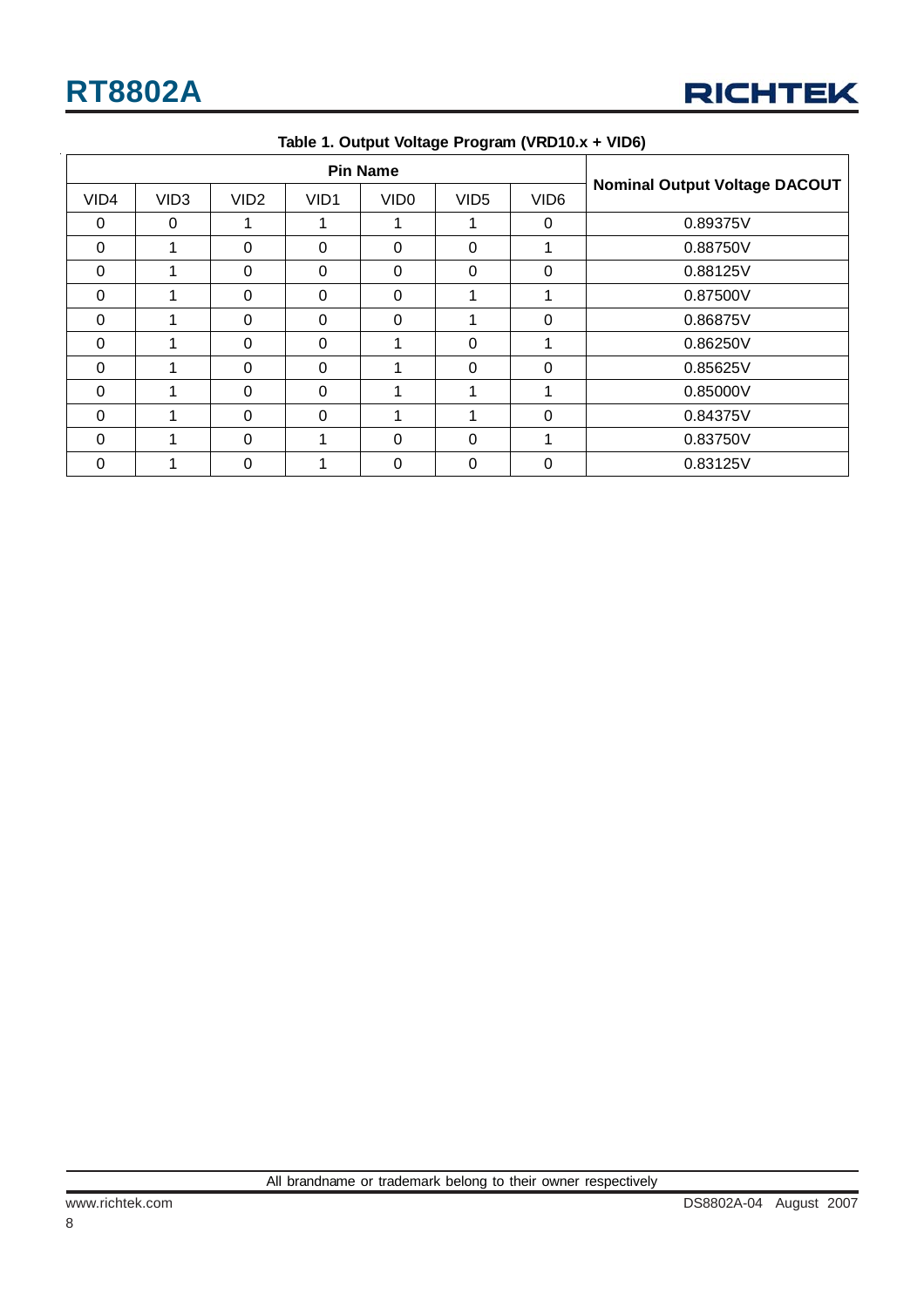**Table 1. Output Voltage Program (VRD10.x + VID6)**

| Pin Name | | | | | | | Nominal Output Voltage DACOUT |
|---|---|---|---|---|---|---|---|
| VID4 | VID3 | VID2 | VID1 | VID0 | VID5 | VID6 | |
| 0 | 0 | 1 | 1 | 1 | 1 | 0 | 0.89375V |
| 0 | 1 | 0 | 0 | 0 | 0 | 1 | 0.88750V |
| 0 | 1 | 0 | 0 | 0 | 0 | 0 | 0.88125V |
| 0 | 1 | 0 | 0 | 0 | 1 | 1 | 0.87500V |
| 0 | 1 | 0 | 0 | 0 | 1 | 0 | 0.86875V |
| 0 | 1 | 0 | 0 | 1 | 0 | 1 | 0.86250V |
| 0 | 1 | 0 | 0 | 1 | 0 | 0 | 0.85625V |
| 0 | 1 | 0 | 0 | 1 | 1 | 1 | 0.85000V |
| 0 | 1 | 0 | 0 | 1 | 1 | 0 | 0.84375V |
| 0 | 1 | 0 | 1 | 0 | 0 | 1 | 0.83750V |
| 0 | 1 | 0 | 1 | 0 | 0 | 0 | 0.83125V |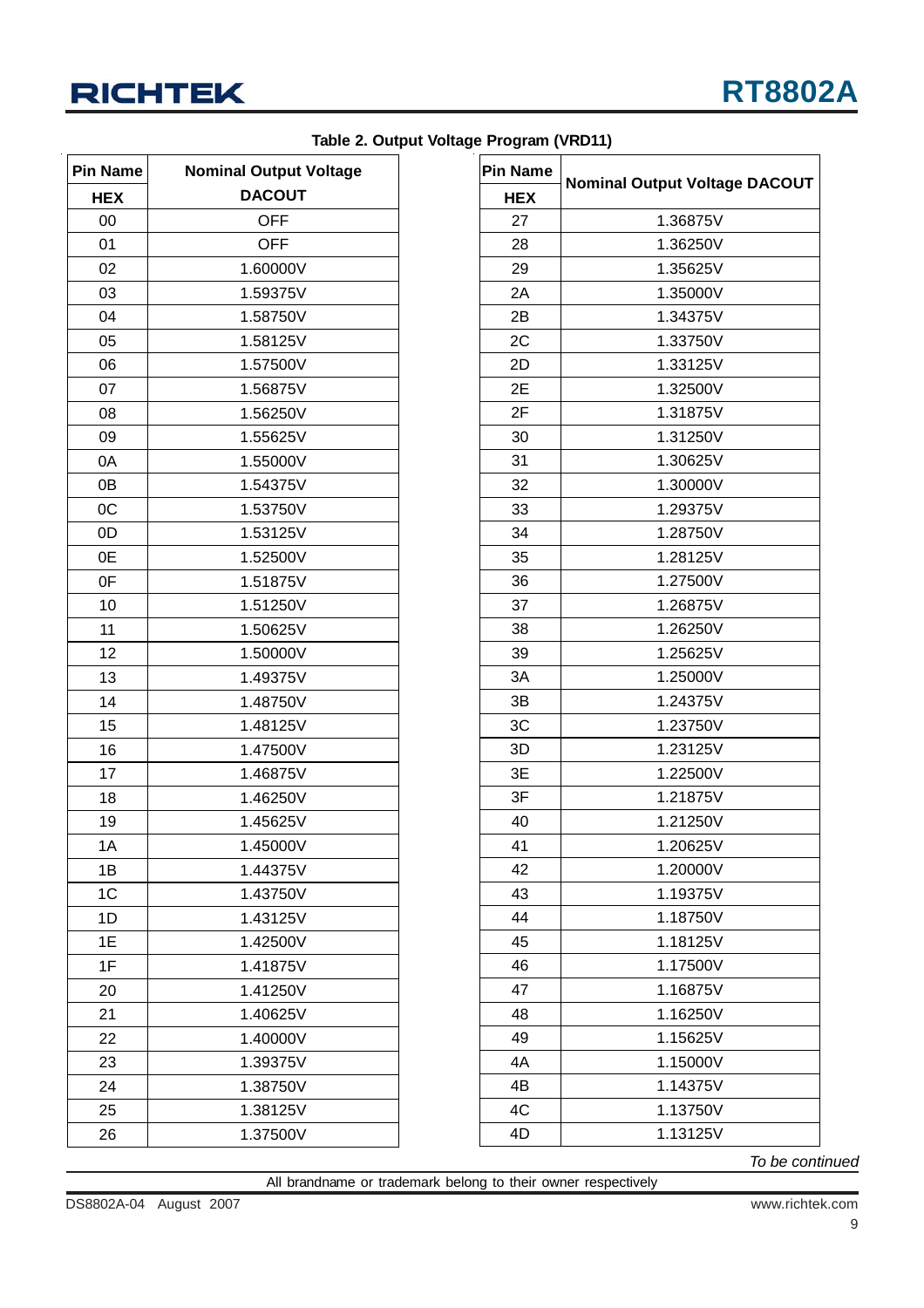**Table 2. Output Voltage Program (VRD11)**

| Pin Name HEX | Nominal Output Voltage DACOUT |
|---|---|
| 00 | OFF |
| 01 | OFF |
| 02 | 1.60000V |
| 03 | 1.59375V |
| 04 | 1.58750V |
| 05 | 1.58125V |
| 06 | 1.57500V |
| 07 | 1.56875V |
| 08 | 1.56250V |
| 09 | 1.55625V |
| 0A | 1.55000V |
| 0B | 1.54375V |
| 0C | 1.53750V |
| 0D | 1.53125V |
| 0E | 1.52500V |
| 0F | 1.51875V |
| 10 | 1.51250V |
| 11 | 1.50625V |
| 12 | 1.50000V |
| 13 | 1.49375V |
| 14 | 1.48750V |
| 15 | 1.48125V |
| 16 | 1.47500V |
| 17 | 1.46875V |
| 18 | 1.46250V |
| 19 | 1.45625V |
| 1A | 1.45000V |
| 1B | 1.44375V |
| 1C | 1.43750V |
| 1D | 1.43125V |
| 1E | 1.42500V |
| 1F | 1.41875V |
| 20 | 1.41250V |
| 21 | 1.40625V |
| 22 | 1.40000V |
| 23 | 1.39375V |
| 24 | 1.38750V |
| 25 | 1.38125V |
| 26 | 1.37500V |
| 27 | 1.36875V |
| 28 | 1.36250V |
| 29 | 1.35625V |
| 2A | 1.35000V |
| 2B | 1.34375V |
| 2C | 1.33750V |
| 2D | 1.33125V |
| 2E | 1.32500V |
| 2F | 1.31875V |
| 30 | 1.31250V |
| 31 | 1.30625V |
| 32 | 1.30000V |
| 33 | 1.29375V |
| 34 | 1.28750V |
| 35 | 1.28125V |
| 36 | 1.27500V |
| 37 | 1.26875V |
| 38 | 1.26250V |
| 39 | 1.25625V |
| 3A | 1.25000V |
| 3B | 1.24375V |
| 3C | 1.23750V |
| 3D | 1.23125V |
| 3E | 1.22500V |
| 3F | 1.21875V |
| 40 | 1.21250V |
| 41 | 1.20625V |
| 42 | 1.20000V |
| 43 | 1.19375V |
| 44 | 1.18750V |
| 45 | 1.18125V |
| 46 | 1.17500V |
| 47 | 1.16875V |
| 48 | 1.16250V |
| 49 | 1.15625V |
| 4A | 1.15000V |
| 4B | 1.14375V |
| 4C | 1.13750V |
| 4D | 1.13125V |

*To be continued*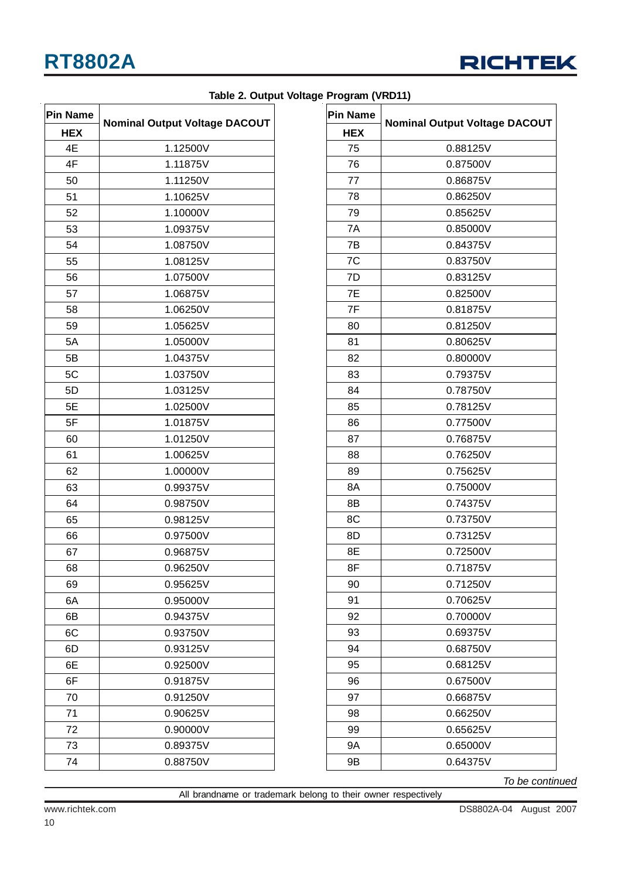**Table 2. Output Voltage Program (VRD11)**

| Pin Name HEX | Nominal Output Voltage DACOUT |
|---|---|
| 4E | 1.12500V |
| 4F | 1.11875V |
| 50 | 1.11250V |
| 51 | 1.10625V |
| 52 | 1.10000V |
| 53 | 1.09375V |
| 54 | 1.08750V |
| 55 | 1.08125V |
| 56 | 1.07500V |
| 57 | 1.06875V |
| 58 | 1.06250V |
| 59 | 1.05625V |
| 5A | 1.05000V |
| 5B | 1.04375V |
| 5C | 1.03750V |
| 5D | 1.03125V |
| 5E | 1.02500V |
| 5F | 1.01875V |
| 60 | 1.01250V |
| 61 | 1.00625V |
| 62 | 1.00000V |
| 63 | 0.99375V |
| 64 | 0.98750V |
| 65 | 0.98125V |
| 66 | 0.97500V |
| 67 | 0.96875V |
| 68 | 0.96250V |
| 69 | 0.95625V |
| 6A | 0.95000V |
| 6B | 0.94375V |
| 6C | 0.93750V |
| 6D | 0.93125V |
| 6E | 0.92500V |
| 6F | 0.91875V |
| 70 | 0.91250V |
| 71 | 0.90625V |
| 72 | 0.90000V |
| 73 | 0.89375V |
| 74 | 0.88750V |
| 75 | 0.88125V |
| 76 | 0.87500V |
| 77 | 0.86875V |
| 78 | 0.86250V |
| 79 | 0.85625V |
| 7A | 0.85000V |
| 7B | 0.84375V |
| 7C | 0.83750V |
| 7D | 0.83125V |
| 7E | 0.82500V |
| 7F | 0.81875V |
| 80 | 0.81250V |
| 81 | 0.80625V |
| 82 | 0.80000V |
| 83 | 0.79375V |
| 84 | 0.78750V |
| 85 | 0.78125V |
| 86 | 0.77500V |
| 87 | 0.76875V |
| 88 | 0.76250V |
| 89 | 0.75625V |
| 8A | 0.75000V |
| 8B | 0.74375V |
| 8C | 0.73750V |
| 8D | 0.73125V |
| 8E | 0.72500V |
| 8F | 0.71875V |
| 90 | 0.71250V |
| 91 | 0.70625V |
| 92 | 0.70000V |
| 93 | 0.69375V |
| 94 | 0.68750V |
| 95 | 0.68125V |
| 96 | 0.67500V |
| 97 | 0.66875V |
| 98 | 0.66250V |
| 99 | 0.65625V |
| 9A | 0.65000V |
| 9B | 0.64375V |

*To be continued*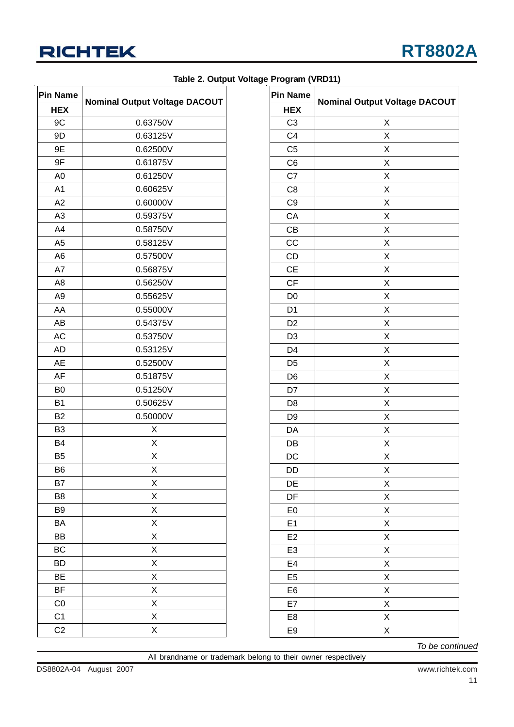**Table 2. Output Voltage Program (VRD11)**

| Pin Name HEX | Nominal Output Voltage DACOUT |
|---|---|
| 9C | 0.63750V |
| 9D | 0.63125V |
| 9E | 0.62500V |
| 9F | 0.61875V |
| A0 | 0.61250V |
| A1 | 0.60625V |
| A2 | 0.60000V |
| A3 | 0.59375V |
| A4 | 0.58750V |
| A5 | 0.58125V |
| A6 | 0.57500V |
| A7 | 0.56875V |
| A8 | 0.56250V |
| A9 | 0.55625V |
| AA | 0.55000V |
| AB | 0.54375V |
| AC | 0.53750V |
| AD | 0.53125V |
| AE | 0.52500V |
| AF | 0.51875V |
| B0 | 0.51250V |
| B1 | 0.50625V |
| B2 | 0.50000V |
| B3 | X |
| B4 | X |
| B5 | X |
| B6 | X |
| B7 | X |
| B8 | X |
| B9 | X |
| BA | X |
| BB | X |
| BC | X |
| BD | X |
| BE | X |
| BF | X |
| C0 | X |
| C1 | X |
| C2 | X |
| C3 | X |
| C4 | X |
| C5 | X |
| C6 | X |
| C7 | X |
| C8 | X |
| C9 | X |
| CA | X |
| CB | X |
| CC | X |
| CD | X |
| CE | X |
| CF | X |
| D0 | X |
| D1 | X |
| D2 | X |
| D3 | X |
| D4 | X |
| D5 | X |
| D6 | X |
| D7 | X |
| D8 | X |
| D9 | X |
| DA | X |
| DB | X |
| DC | X |
| DD | X |
| DE | X |
| DF | X |
| E0 | X |
| E1 | X |
| E2 | X |
| E3 | X |
| E4 | X |
| E5 | X |
| E6 | X |
| E7 | X |
| E8 | X |
| E9 | X |

*To be continued*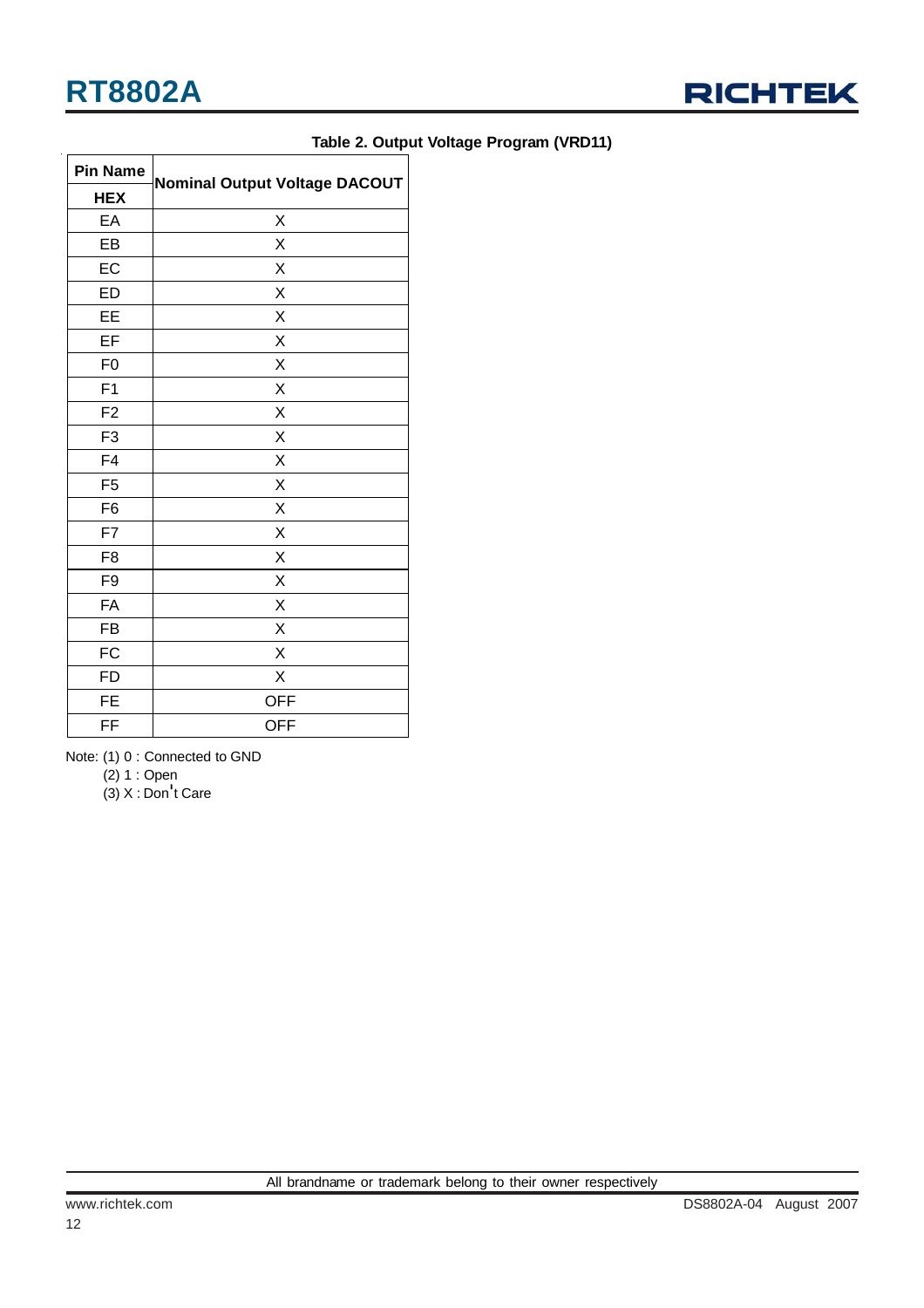**Table 2. Output Voltage Program (VRD11)**

| Pin Name HEX | Nominal Output Voltage DACOUT |
|---|---|
| EA | X |
| EB | X |
| EC | X |
| ED | X |
| EE | X |
| EF | X |
| F0 | X |
| F1 | X |
| F2 | X |
| F3 | X |
| F4 | X |
| F5 | X |
| F6 | X |
| F7 | X |
| F8 | X |
| F9 | X |
| FA | X |
| FB | X |
| FC | X |
| FD | X |
| FE | OFF |
| FF | OFF |

Note: (1) 0 : Connected to GND

(2) 1 : Open

(3) X : Don't Care

All brandname or trademark belong to their owner respectively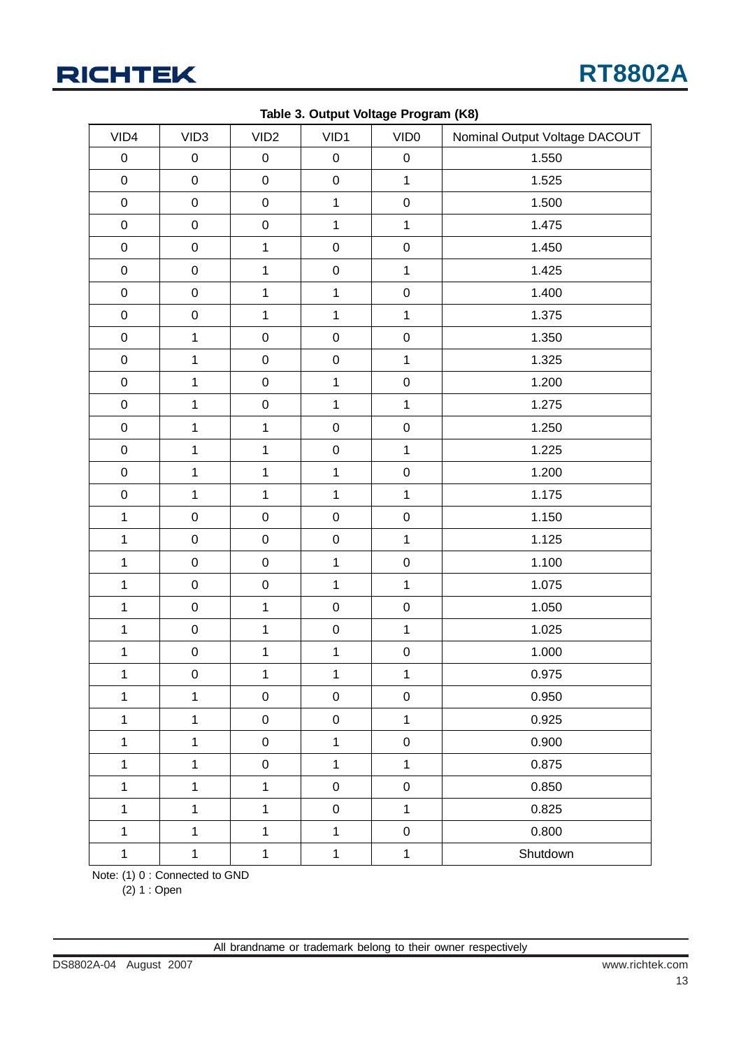**Table 3. Output Voltage Program (K8)**

| VID4 | VID3 | VID2 | VID1 | VID0 | Nominal Output Voltage DACOUT |
|---|---|---|---|---|---|
| 0 | 0 | 0 | 0 | 0 | 1.550 |
| 0 | 0 | 0 | 0 | 1 | 1.525 |
| 0 | 0 | 0 | 1 | 0 | 1.500 |
| 0 | 0 | 0 | 1 | 1 | 1.475 |
| 0 | 0 | 1 | 0 | 0 | 1.450 |
| 0 | 0 | 1 | 0 | 1 | 1.425 |
| 0 | 0 | 1 | 1 | 0 | 1.400 |
| 0 | 0 | 1 | 1 | 1 | 1.375 |
| 0 | 1 | 0 | 0 | 0 | 1.350 |
| 0 | 1 | 0 | 0 | 1 | 1.325 |
| 0 | 1 | 0 | 1 | 0 | 1.200 |
| 0 | 1 | 0 | 1 | 1 | 1.275 |
| 0 | 1 | 1 | 0 | 0 | 1.250 |
| 0 | 1 | 1 | 0 | 1 | 1.225 |
| 0 | 1 | 1 | 1 | 0 | 1.200 |
| 0 | 1 | 1 | 1 | 1 | 1.175 |
| 1 | 0 | 0 | 0 | 0 | 1.150 |
| 1 | 0 | 0 | 0 | 1 | 1.125 |
| 1 | 0 | 0 | 1 | 0 | 1.100 |
| 1 | 0 | 0 | 1 | 1 | 1.075 |
| 1 | 0 | 1 | 0 | 0 | 1.050 |
| 1 | 0 | 1 | 0 | 1 | 1.025 |
| 1 | 0 | 1 | 1 | 0 | 1.000 |
| 1 | 0 | 1 | 1 | 1 | 0.975 |
| 1 | 1 | 0 | 0 | 0 | 0.950 |
| 1 | 1 | 0 | 0 | 1 | 0.925 |
| 1 | 1 | 0 | 1 | 0 | 0.900 |
| 1 | 1 | 0 | 1 | 1 | 0.875 |
| 1 | 1 | 1 | 0 | 0 | 0.850 |
| 1 | 1 | 1 | 0 | 1 | 0.825 |
| 1 | 1 | 1 | 1 | 0 | 0.800 |
| 1 | 1 | 1 | 1 | 1 | Shutdown |

Note: (1) 0 : Connected to GND
(2) 1 : Open

All brandname or trademark belong to their owner respectively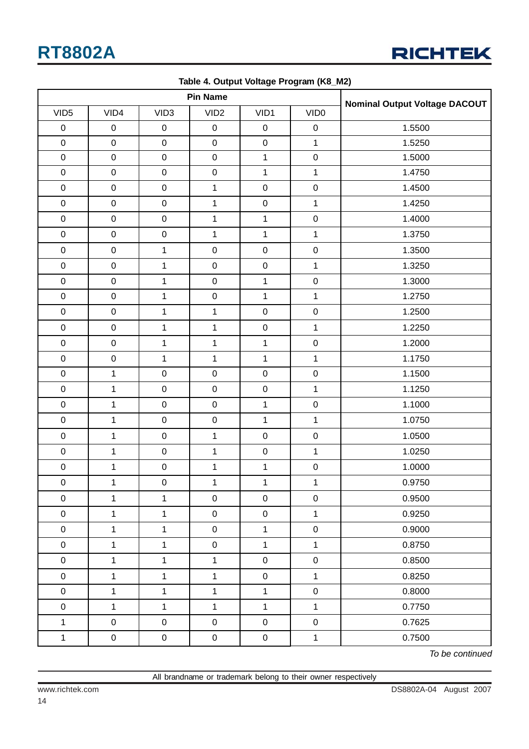**Table 4. Output Voltage Program (K8_M2)**

| Pin Name | | | | | | Nominal Output Voltage DACOUT |
|---|---|---|---|---|---|---|
| VID5 | VID4 | VID3 | VID2 | VID1 | VID0 | |
| 0 | 0 | 0 | 0 | 0 | 0 | 1.5500 |
| 0 | 0 | 0 | 0 | 0 | 1 | 1.5250 |
| 0 | 0 | 0 | 0 | 1 | 0 | 1.5000 |
| 0 | 0 | 0 | 0 | 1 | 1 | 1.4750 |
| 0 | 0 | 0 | 1 | 0 | 0 | 1.4500 |
| 0 | 0 | 0 | 1 | 0 | 1 | 1.4250 |
| 0 | 0 | 0 | 1 | 1 | 0 | 1.4000 |
| 0 | 0 | 0 | 1 | 1 | 1 | 1.3750 |
| 0 | 0 | 1 | 0 | 0 | 0 | 1.3500 |
| 0 | 0 | 1 | 0 | 0 | 1 | 1.3250 |
| 0 | 0 | 1 | 0 | 1 | 0 | 1.3000 |
| 0 | 0 | 1 | 0 | 1 | 1 | 1.2750 |
| 0 | 0 | 1 | 1 | 0 | 0 | 1.2500 |
| 0 | 0 | 1 | 1 | 0 | 1 | 1.2250 |
| 0 | 0 | 1 | 1 | 1 | 0 | 1.2000 |
| 0 | 0 | 1 | 1 | 1 | 1 | 1.1750 |
| 0 | 1 | 0 | 0 | 0 | 0 | 1.1500 |
| 0 | 1 | 0 | 0 | 0 | 1 | 1.1250 |
| 0 | 1 | 0 | 0 | 1 | 0 | 1.1000 |
| 0 | 1 | 0 | 0 | 1 | 1 | 1.0750 |
| 0 | 1 | 0 | 1 | 0 | 0 | 1.0500 |
| 0 | 1 | 0 | 1 | 0 | 1 | 1.0250 |
| 0 | 1 | 0 | 1 | 1 | 0 | 1.0000 |
| 0 | 1 | 0 | 1 | 1 | 1 | 0.9750 |
| 0 | 1 | 1 | 0 | 0 | 0 | 0.9500 |
| 0 | 1 | 1 | 0 | 0 | 1 | 0.9250 |
| 0 | 1 | 1 | 0 | 1 | 0 | 0.9000 |
| 0 | 1 | 1 | 0 | 1 | 1 | 0.8750 |
| 0 | 1 | 1 | 1 | 0 | 0 | 0.8500 |
| 0 | 1 | 1 | 1 | 0 | 1 | 0.8250 |
| 0 | 1 | 1 | 1 | 1 | 0 | 0.8000 |
| 0 | 1 | 1 | 1 | 1 | 1 | 0.7750 |
| 1 | 0 | 0 | 0 | 0 | 0 | 0.7625 |
| 1 | 0 | 0 | 0 | 0 | 1 | 0.7500 |

*To be continued*

All brandname or trademark belong to their owner respectively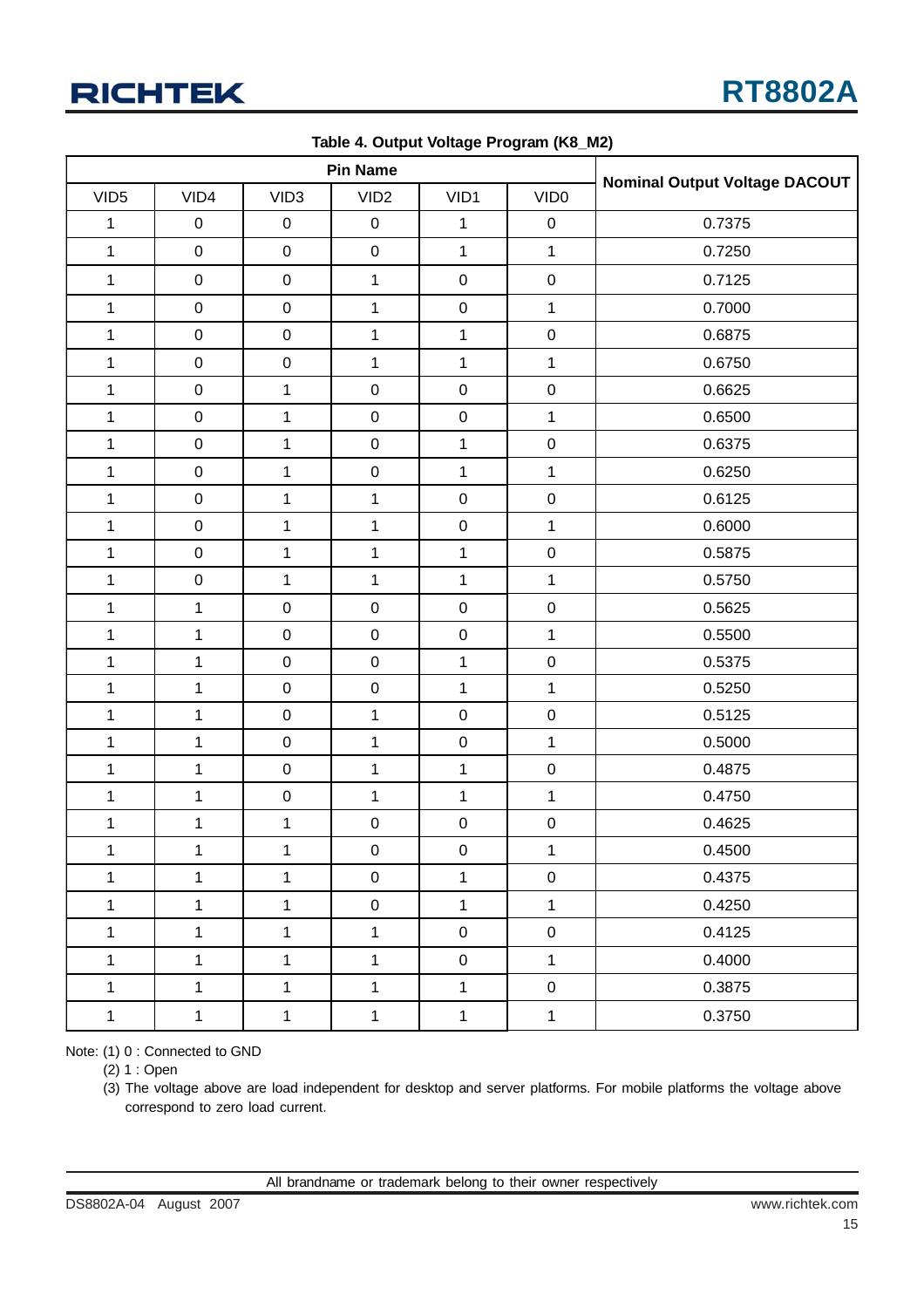**Table 4. Output Voltage Program (K8_M2)**

| Pin Name | | | | | | Nominal Output Voltage DACOUT |
|---|---|---|---|---|---|---|
| VID5 | VID4 | VID3 | VID2 | VID1 | VID0 | |
| 1 | 0 | 0 | 0 | 1 | 0 | 0.7375 |
| 1 | 0 | 0 | 0 | 1 | 1 | 0.7250 |
| 1 | 0 | 0 | 1 | 0 | 0 | 0.7125 |
| 1 | 0 | 0 | 1 | 0 | 1 | 0.7000 |
| 1 | 0 | 0 | 1 | 1 | 0 | 0.6875 |
| 1 | 0 | 0 | 1 | 1 | 1 | 0.6750 |
| 1 | 0 | 1 | 0 | 0 | 0 | 0.6625 |
| 1 | 0 | 1 | 0 | 0 | 1 | 0.6500 |
| 1 | 0 | 1 | 0 | 1 | 0 | 0.6375 |
| 1 | 0 | 1 | 0 | 1 | 1 | 0.6250 |
| 1 | 0 | 1 | 1 | 0 | 0 | 0.6125 |
| 1 | 0 | 1 | 1 | 0 | 1 | 0.6000 |
| 1 | 0 | 1 | 1 | 1 | 0 | 0.5875 |
| 1 | 0 | 1 | 1 | 1 | 1 | 0.5750 |
| 1 | 1 | 0 | 0 | 0 | 0 | 0.5625 |
| 1 | 1 | 0 | 0 | 0 | 1 | 0.5500 |
| 1 | 1 | 0 | 0 | 1 | 0 | 0.5375 |
| 1 | 1 | 0 | 0 | 1 | 1 | 0.5250 |
| 1 | 1 | 0 | 1 | 0 | 0 | 0.5125 |
| 1 | 1 | 0 | 1 | 0 | 1 | 0.5000 |
| 1 | 1 | 0 | 1 | 1 | 0 | 0.4875 |
| 1 | 1 | 0 | 1 | 1 | 1 | 0.4750 |
| 1 | 1 | 1 | 0 | 0 | 0 | 0.4625 |
| 1 | 1 | 1 | 0 | 0 | 1 | 0.4500 |
| 1 | 1 | 1 | 0 | 1 | 0 | 0.4375 |
| 1 | 1 | 1 | 0 | 1 | 1 | 0.4250 |
| 1 | 1 | 1 | 1 | 0 | 0 | 0.4125 |
| 1 | 1 | 1 | 1 | 0 | 1 | 0.4000 |
| 1 | 1 | 1 | 1 | 1 | 0 | 0.3875 |
| 1 | 1 | 1 | 1 | 1 | 1 | 0.3750 |

Note: (1) 0 : Connected to GND

(2) 1 : Open

(3) The voltage above are load independent for desktop and server platforms. For mobile platforms the voltage above correspond to zero load current.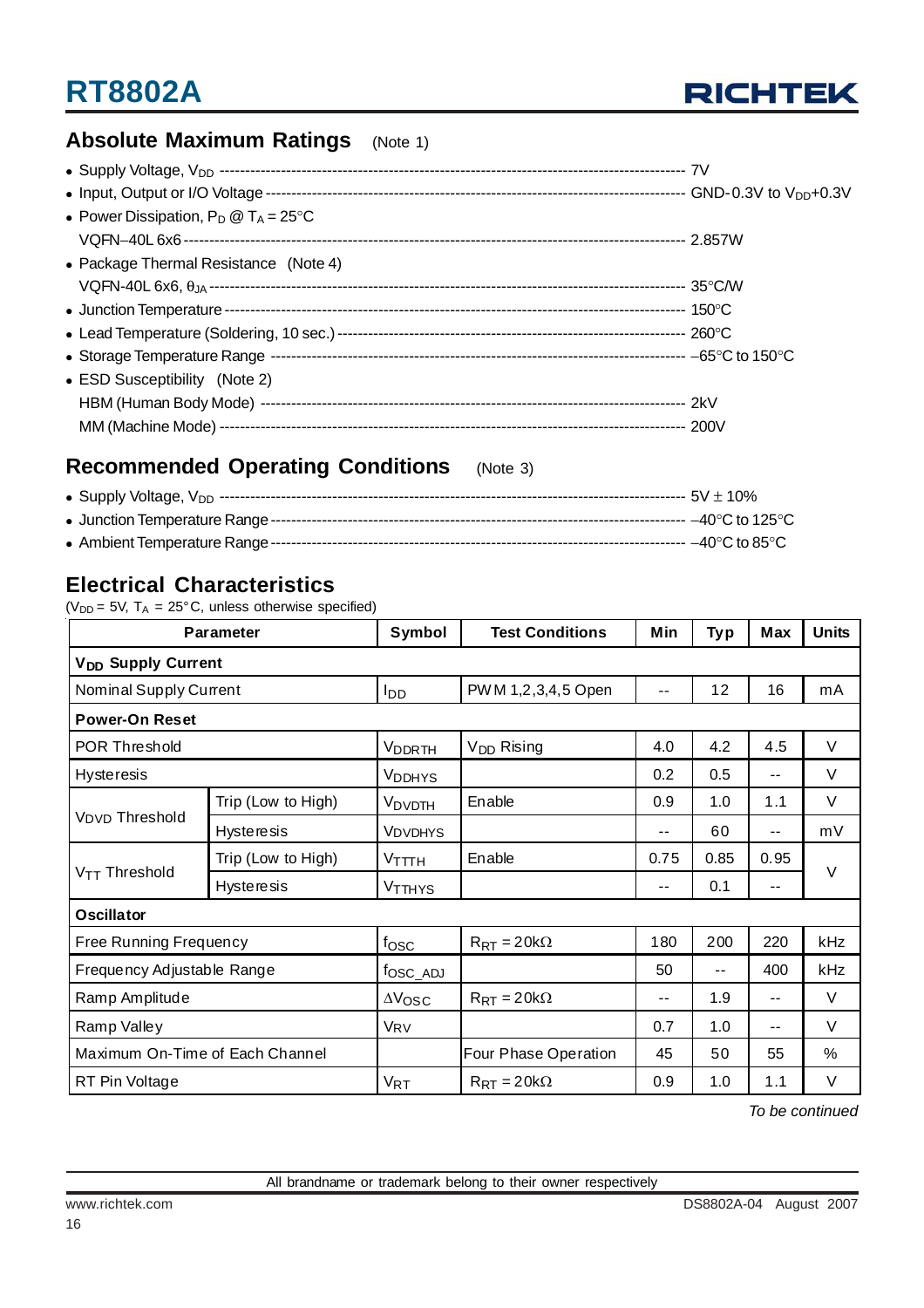## Absolute Maximum Ratings (Note 1)

- Supply Voltage, $V_{DD}$ ---------- 7V
- Input, Output or I/O Voltage ---------- GND-0.3V to $V_{DD}$+0.3V
- Power Dissipation, $P_D$ @ $T_A$ = 25°C
  VQFN–40L 6x6 ---------- 2.857W
- Package Thermal Resistance (Note 4)
  VQFN-40L 6x6, $\theta_{JA}$ ---------- 35°C/W
- Junction Temperature ---------- 150°C
- Lead Temperature (Soldering, 10 sec.) ---------- 260°C
- Storage Temperature Range ---------- –65°C to 150°C
- ESD Susceptibility (Note 2)
  HBM (Human Body Mode) ---------- 2kV
  MM (Machine Mode) ---------- 200V

## Recommended Operating Conditions (Note 3)

- Supply Voltage, $V_{DD}$ ---------- 5V ± 10%
- Junction Temperature Range ---------- –40°C to 125°C
- Ambient Temperature Range ---------- –40°C to 85°C

## Electrical Characteristics

($V_{DD}$ = 5V, $T_A$ = 25°C, unless otherwise specified)

| Parameter | | Symbol | Test Conditions | Min | Typ | Max | Units |
|---|---|---|---|---|---|---|---|
| **$V_{DD}$ Supply Current** | | | | | | | |
| Nominal Supply Current | | $I_{DD}$ | PWM 1,2,3,4,5 Open | -- | 12 | 16 | mA |
| **Power-On Reset** | | | | | | | |
| POR Threshold | | $V_{DDRTH}$ | $V_{DD}$ Rising | 4.0 | 4.2 | 4.5 | V |
| Hysteresis | | $V_{DDHYS}$ | | 0.2 | 0.5 | -- | V |
| $V_{DVD}$ Threshold | Trip (Low to High) | $V_{DVDTH}$ | Enable | 0.9 | 1.0 | 1.1 | V |
| | Hysteresis | $V_{DVDHYS}$ | | -- | 60 | -- | mV |
| $V_{TT}$ Threshold | Trip (Low to High) | $V_{TTTH}$ | Enable | 0.75 | 0.85 | 0.95 | V |
| | Hysteresis | $V_{TTHYS}$ | | -- | 0.1 | -- | |
| **Oscillator** | | | | | | | |
| Free Running Frequency | | $f_{OSC}$ | $R_{RT}$ = 20kΩ | 180 | 200 | 220 | kHz |
| Frequency Adjustable Range | | $f_{OSC\_ADJ}$ | | 50 | -- | 400 | kHz |
| Ramp Amplitude | | $\Delta V_{OSC}$ | $R_{RT}$ = 20kΩ | -- | 1.9 | -- | V |
| Ramp Valley | | $V_{RV}$ | | 0.7 | 1.0 | -- | V |
| Maximum On-Time of Each Channel | | | Four Phase Operation | 45 | 50 | 55 | % |
| RT Pin Voltage | | $V_{RT}$ | $R_{RT}$ = 20kΩ | 0.9 | 1.0 | 1.1 | V |

*To be continued*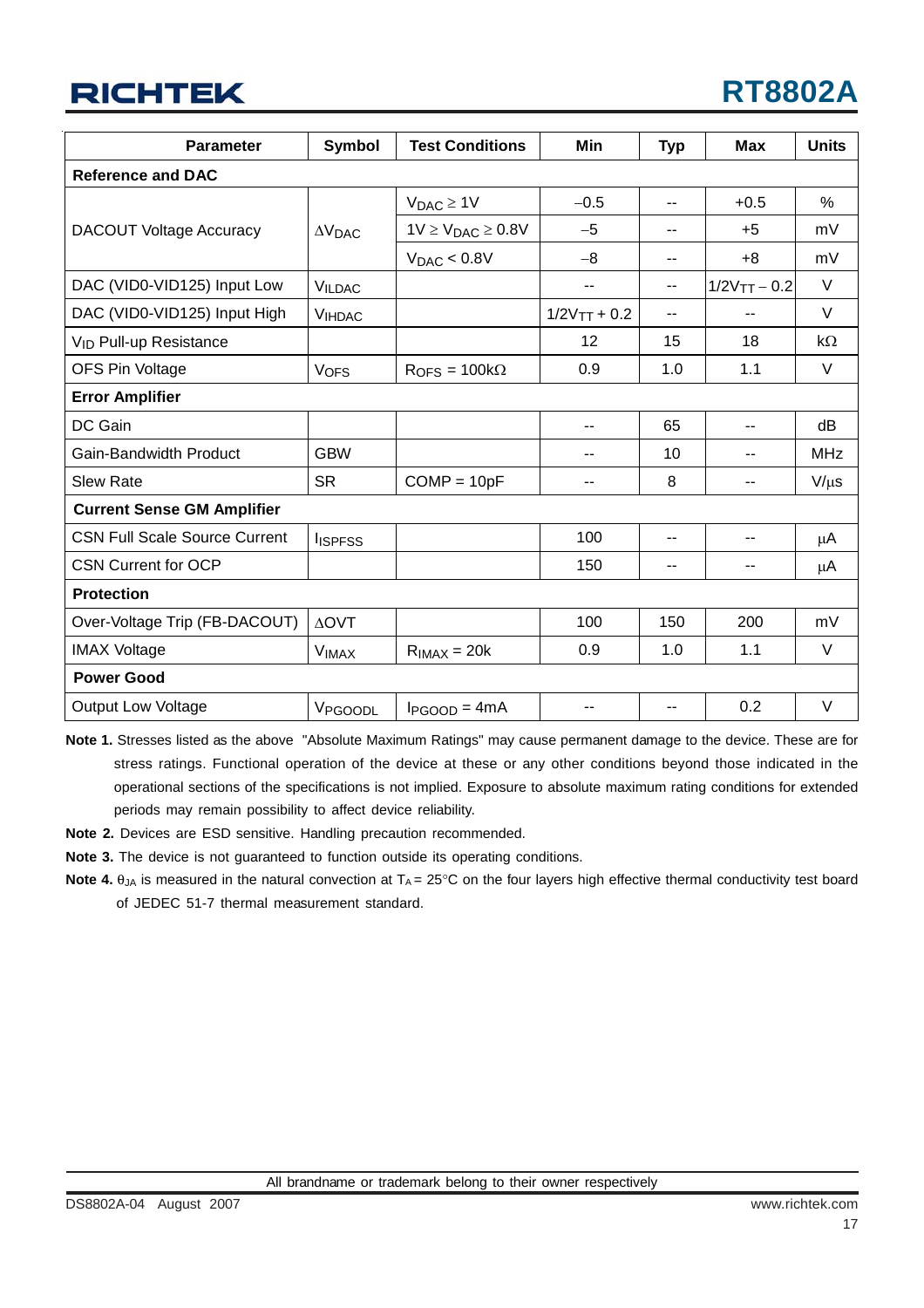| Parameter | Symbol | Test Conditions | Min | Typ | Max | Units |
|---|---|---|---|---|---|---|
| **Reference and DAC** | | | | | | |
| DACOUT Voltage Accuracy | $\Delta V_{DAC}$ | $V_{DAC} \geq 1V$ | −0.5 | -- | +0.5 | % |
| | | $1V \geq V_{DAC} \geq 0.8V$ | −5 | -- | +5 | mV |
| | | $V_{DAC} < 0.8V$ | −8 | -- | +8 | mV |
| DAC (VID0-VID125) Input Low | $V_{ILDAC}$ | | -- | -- | $1/2V_{TT} - 0.2$ | V |
| DAC (VID0-VID125) Input High | $V_{IHDAC}$ | | $1/2V_{TT} + 0.2$ | -- | -- | V |
| $V_{ID}$ Pull-up Resistance | | | 12 | 15 | 18 | kΩ |
| OFS Pin Voltage | $V_{OFS}$ | $R_{OFS}$ = 100kΩ | 0.9 | 1.0 | 1.1 | V |
| **Error Amplifier** | | | | | | |
| DC Gain | | | -- | 65 | -- | dB |
| Gain-Bandwidth Product | GBW | | -- | 10 | -- | MHz |
| Slew Rate | SR | COMP = 10pF | -- | 8 | -- | V/μs |
| **Current Sense GM Amplifier** | | | | | | |
| CSN Full Scale Source Current | $I_{ISPFSS}$ | | 100 | -- | -- | μA |
| CSN Current for OCP | | | 150 | -- | -- | μA |
| **Protection** | | | | | | |
| Over-Voltage Trip (FB-DACOUT) | ΔOVT | | 100 | 150 | 200 | mV |
| IMAX Voltage | $V_{IMAX}$ | $R_{IMAX}$ = 20k | 0.9 | 1.0 | 1.1 | V |
| **Power Good** | | | | | | |
| Output Low Voltage | $V_{PGOODL}$ | $I_{PGOOD}$ = 4mA | -- | -- | 0.2 | V |

**Note 1.** Stresses listed as the above "Absolute Maximum Ratings" may cause permanent damage to the device. These are for stress ratings. Functional operation of the device at these or any other conditions beyond those indicated in the operational sections of the specifications is not implied. Exposure to absolute maximum rating conditions for extended periods may remain possibility to affect device reliability.

**Note 2.** Devices are ESD sensitive. Handling precaution recommended.

**Note 3.** The device is not guaranteed to function outside its operating conditions.

**Note 4.** $\theta_{JA}$ is measured in the natural convection at $T_A$ = 25°C on the four layers high effective thermal conductivity test board of JEDEC 51-7 thermal measurement standard.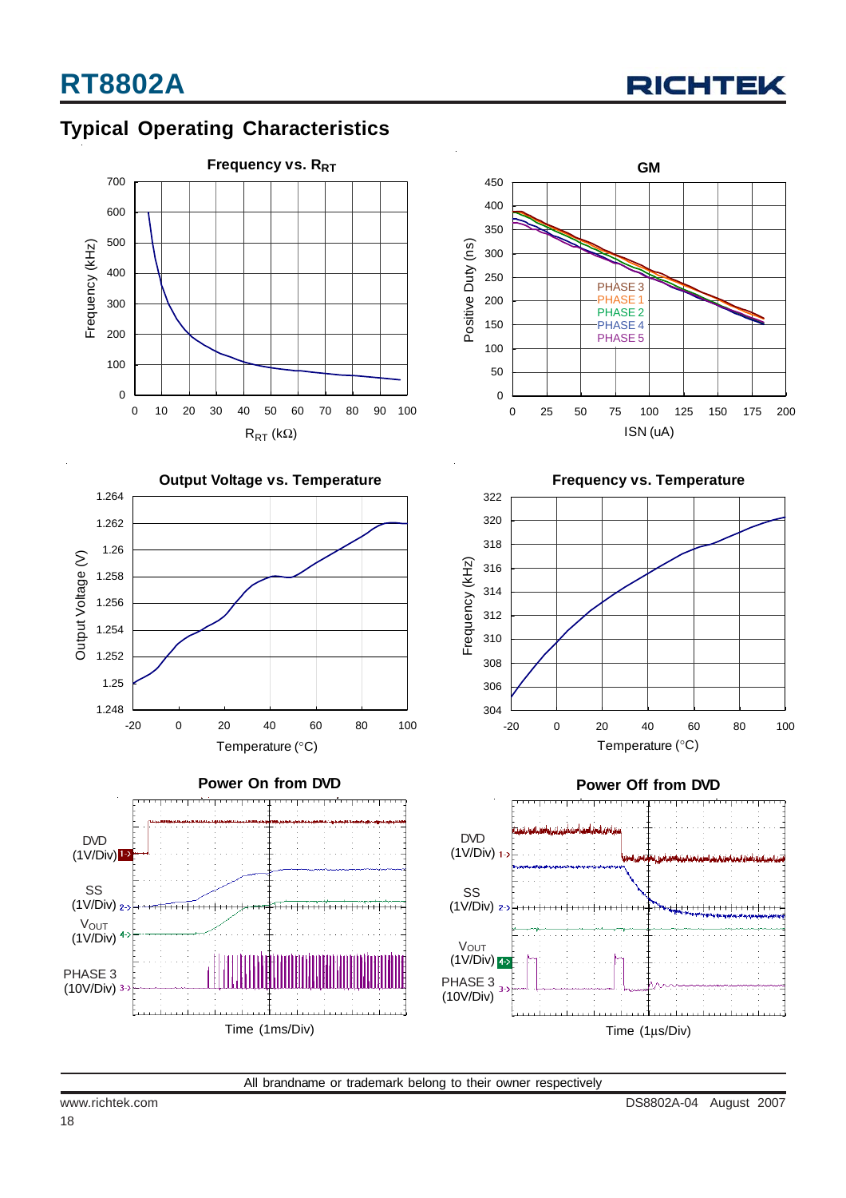## Typical Operating Characteristics

**Frequency vs. $R_{RT}$**

Frequency (kHz) vs. $R_{RT}$ (kΩ)

**GM**

Positive Duty (ns) vs. ISN (uA)

PHASE 3
PHASE 1
PHASE 2
PHASE 4
PHASE 5

**Output Voltage vs. Temperature**

Output Voltage (V) vs. Temperature (°C)

**Frequency vs. Temperature**

Frequency (kHz) vs. Temperature (°C)

**Power On from DVD**

DVD (1V/Div)

SS (1V/Div)

$V_{OUT}$ (1V/Div)

PHASE 3 (10V/Div)

Time (1ms/Div)

**Power Off from DVD**

DVD (1V/Div)

SS (1V/Div)

$V_{OUT}$ (1V/Div)

PHASE 3 (10V/Div)

Time (1μs/Div)

All brandname or trademark belong to their owner respectively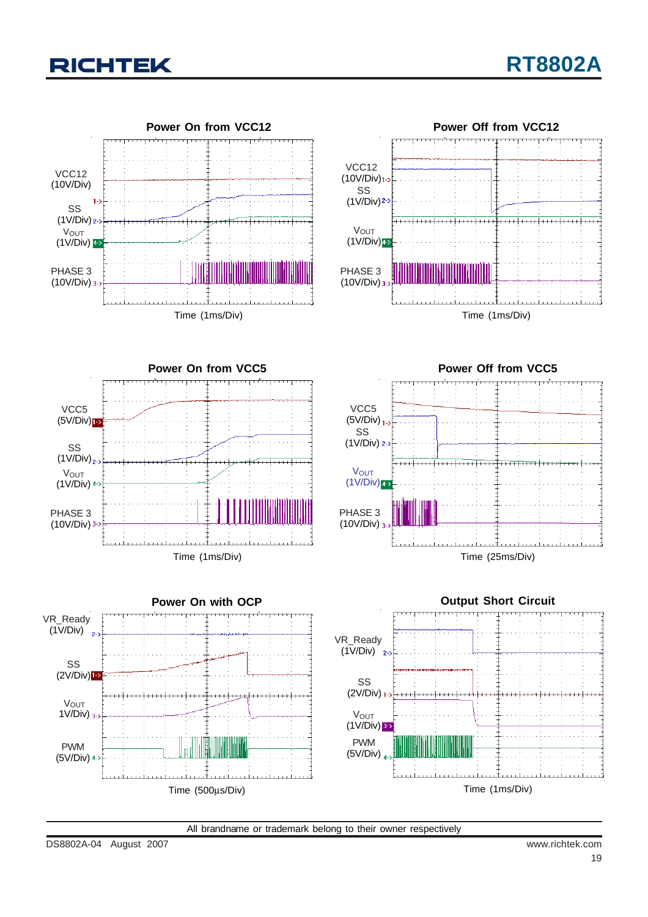**Power On from VCC12**

VCC12 (10V/Div)

SS (1V/Div)

$V_{OUT}$ (1V/Div)

PHASE 3 (10V/Div)

Time (1ms/Div)

**Power Off from VCC12**

VCC12 (10V/Div)

SS (1V/Div)

$V_{OUT}$ (1V/Div)

PHASE 3 (10V/Div)

Time (1ms/Div)

**Power On from VCC5**

VCC5 (5V/Div)

SS (1V/Div)

$V_{OUT}$ (1V/Div)

PHASE 3 (10V/Div)

Time (1ms/Div)

**Power Off from VCC5**

VCC5 (5V/Div)

SS (1V/Div)

$V_{OUT}$ (1V/Div)

PHASE 3 (10V/Div)

Time (25ms/Div)

**Power On with OCP**

VR_Ready (1V/Div)

SS (2V/Div)

$V_{OUT}$ 1V/Div)

PWM (5V/Div)

Time (500μs/Div)

**Output Short Circuit**

VR_Ready (1V/Div)

SS (2V/Div)

$V_{OUT}$ (1V/Div)

PWM (5V/Div)

Time (1ms/Div)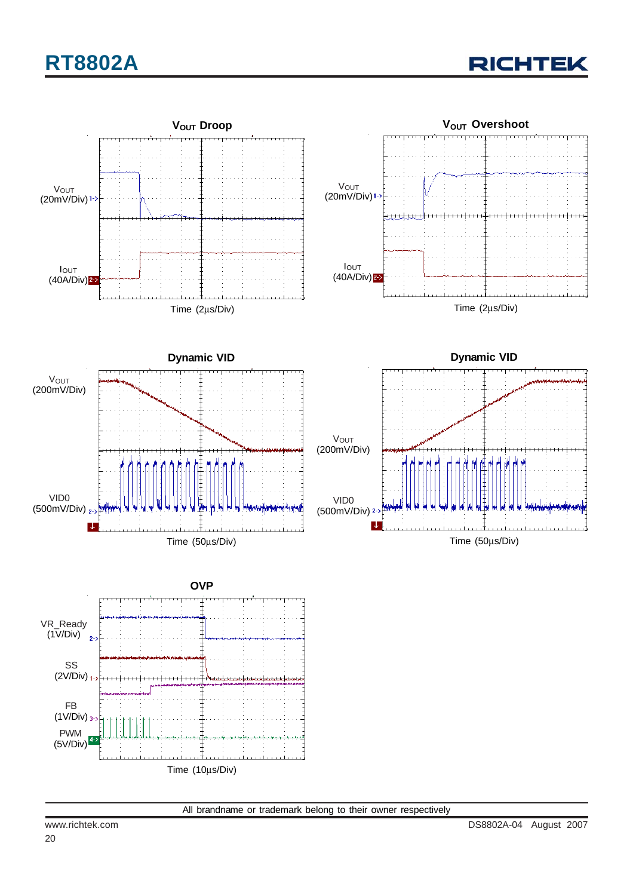**$V_{OUT}$ Droop**

$V_{OUT}$ (20mV/Div)

$I_{OUT}$ (40A/Div)

Time (2μs/Div)

**$V_{OUT}$ Overshoot**

$V_{OUT}$ (20mV/Div)

$I_{OUT}$ (40A/Div)

Time (2μs/Div)

**Dynamic VID**

$V_{OUT}$ (200mV/Div)

VID0 (500mV/Div)

Time (50μs/Div)

**Dynamic VID**

$V_{OUT}$ (200mV/Div)

VID0 (500mV/Div)

Time (50μs/Div)

**OVP**

VR_Ready (1V/Div)

SS (2V/Div)

FB (1V/Div)

PWM (5V/Div)

Time (10μs/Div)

All brandname or trademark belong to their owner respectively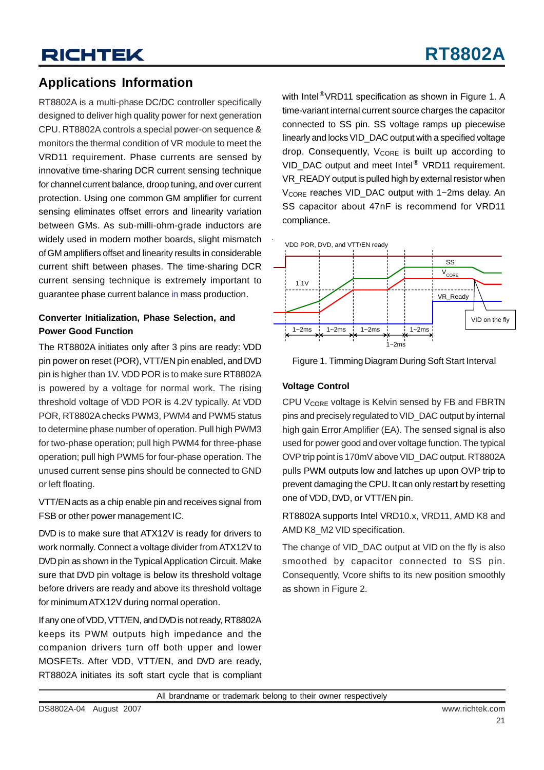## Applications Information

RT8802A is a multi-phase DC/DC controller specifically designed to deliver high quality power for next generation CPU. RT8802A controls a special power-on sequence & monitors the thermal condition of VR module to meet the VRD11 requirement. Phase currents are sensed by innovative time-sharing DCR current sensing technique for channel current balance, droop tuning, and over current protection. Using one common GM amplifier for current sensing eliminates offset errors and linearity variation between GMs. As sub-milli-ohm-grade inductors are widely used in modern mother boards, slight mismatch of GM amplifiers offset and linearity results in considerable current shift between phases. The time-sharing DCR current sensing technique is extremely important to guarantee phase current balance in mass production.

### Converter Initialization, Phase Selection, and Power Good Function

The RT8802A initiates only after 3 pins are ready: VDD pin power on reset (POR), VTT/EN pin enabled, and DVD pin is higher than 1V. VDD POR is to make sure RT8802A is powered by a voltage for normal work. The rising threshold voltage of VDD POR is 4.2V typically. At VDD POR, RT8802A checks PWM3, PWM4 and PWM5 status to determine phase number of operation. Pull high PWM3 for two-phase operation; pull high PWM4 for three-phase operation; pull high PWM5 for four-phase operation. The unused current sense pins should be connected to GND or left floating.

VTT/EN acts as a chip enable pin and receives signal from FSB or other power management IC.

DVD is to make sure that ATX12V is ready for drivers to work normally. Connect a voltage divider from ATX12V to DVD pin as shown in the Typical Application Circuit. Make sure that DVD pin voltage is below its threshold voltage before drivers are ready and above its threshold voltage for minimum ATX12V during normal operation.

If any one of VDD, VTT/EN, and DVD is not ready, RT8802A keeps its PWM outputs high impedance and the companion drivers turn off both upper and lower MOSFETs. After VDD, VTT/EN, and DVD are ready, RT8802A initiates its soft start cycle that is compliant with Intel®VRD11 specification as shown in Figure 1. A time-variant internal current source charges the capacitor connected to SS pin. SS voltage ramps up piecewise linearly and locks VID_DAC output with a specified voltage drop. Consequently, $V_{CORE}$ is built up according to VID_DAC output and meet Intel® VRD11 requirement. VR_READY output is pulled high by external resistor when $V_{CORE}$ reaches VID_DAC output with 1~2ms delay. An SS capacitor about 47nF is recommend for VRD11 compliance.

Figure 1. Timming Diagram During Soft Start Interval

### Voltage Control

CPU $V_{CORE}$ voltage is Kelvin sensed by FB and FBRTN pins and precisely regulated to VID_DAC output by internal high gain Error Amplifier (EA). The sensed signal is also used for power good and over voltage function. The typical OVP trip point is 170mV above VID_DAC output. RT8802A pulls PWM outputs low and latches up upon OVP trip to prevent damaging the CPU. It can only restart by resetting one of VDD, DVD, or VTT/EN pin.

RT8802A supports Intel VRD10.x, VRD11, AMD K8 and AMD K8_M2 VID specification.

The change of VID_DAC output at VID on the fly is also smoothed by capacitor connected to SS pin. Consequently, Vcore shifts to its new position smoothly as shown in Figure 2.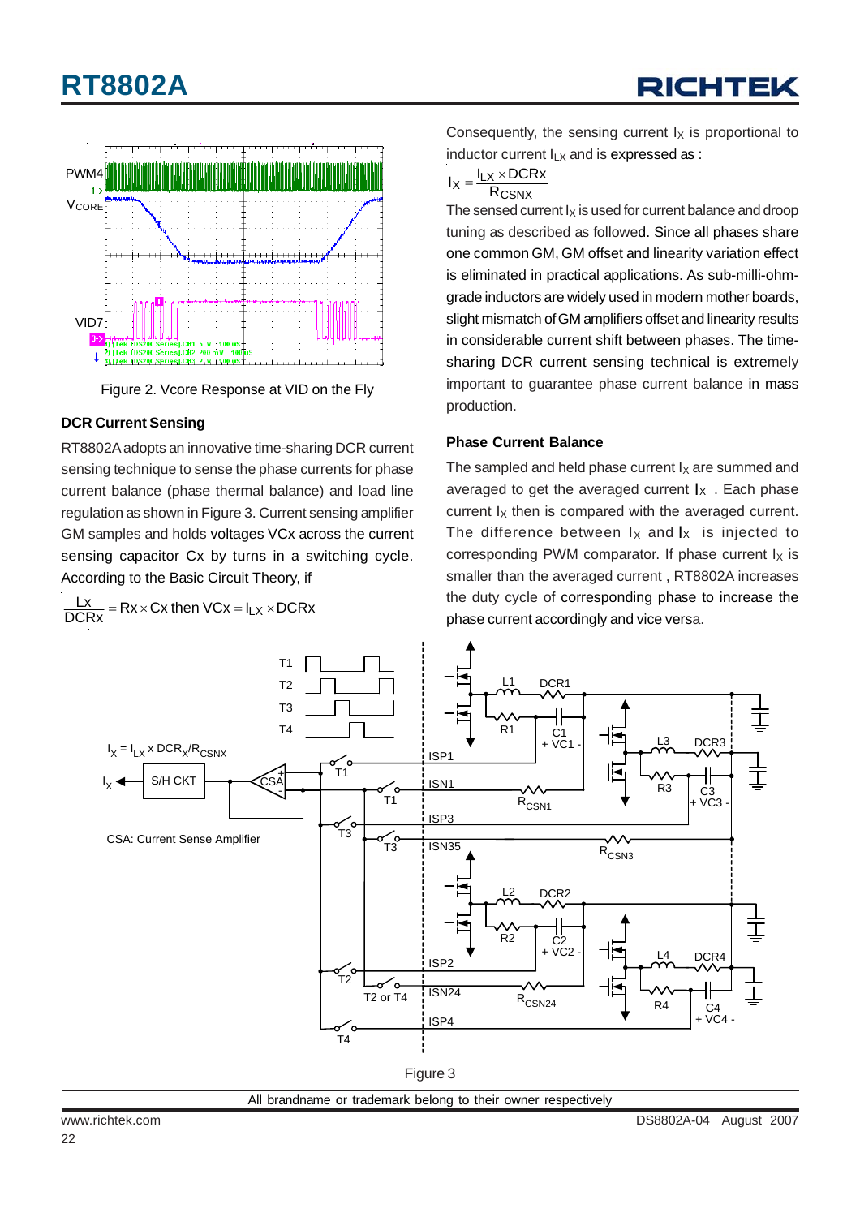Figure 2. Vcore Response at VID on the Fly

### DCR Current Sensing

RT8802A adopts an innovative time-sharing DCR current sensing technique to sense the phase currents for phase current balance (phase thermal balance) and load line regulation as shown in Figure 3. Current sensing amplifier GM samples and holds voltages VCx across the current sensing capacitor Cx by turns in a switching cycle. According to the Basic Circuit Theory, if

$$\frac{Lx}{DCRx} = Rx \times Cx \text{ then } VCx = I_{LX} \times DCRx$$

Consequently, the sensing current $I_X$ is proportional to inductor current $I_{LX}$ and is expressed as :

$$I_X = \frac{I_{LX} \times DCRx}{R_{CSNX}}$$

The sensed current $I_X$ is used for current balance and droop tuning as described as followed. Since all phases share one common GM, GM offset and linearity variation effect is eliminated in practical applications. As sub-milli-ohm-grade inductors are widely used in modern mother boards, slight mismatch of GM amplifiers offset and linearity results in considerable current shift between phases. The time-sharing DCR current sensing technical is extremely important to guarantee phase current balance in mass production.

### Phase Current Balance

The sampled and held phase current $I_X$ are summed and averaged to get the averaged current $\overline{I_X}$ . Each phase current $I_X$ then is compared with the averaged current. The difference between $I_X$ and $\overline{I_X}$ is injected to corresponding PWM comparator. If phase current $I_X$ is smaller than the averaged current , RT8802A increases the duty cycle of corresponding phase to increase the phase current accordingly and vice versa.

Figure 3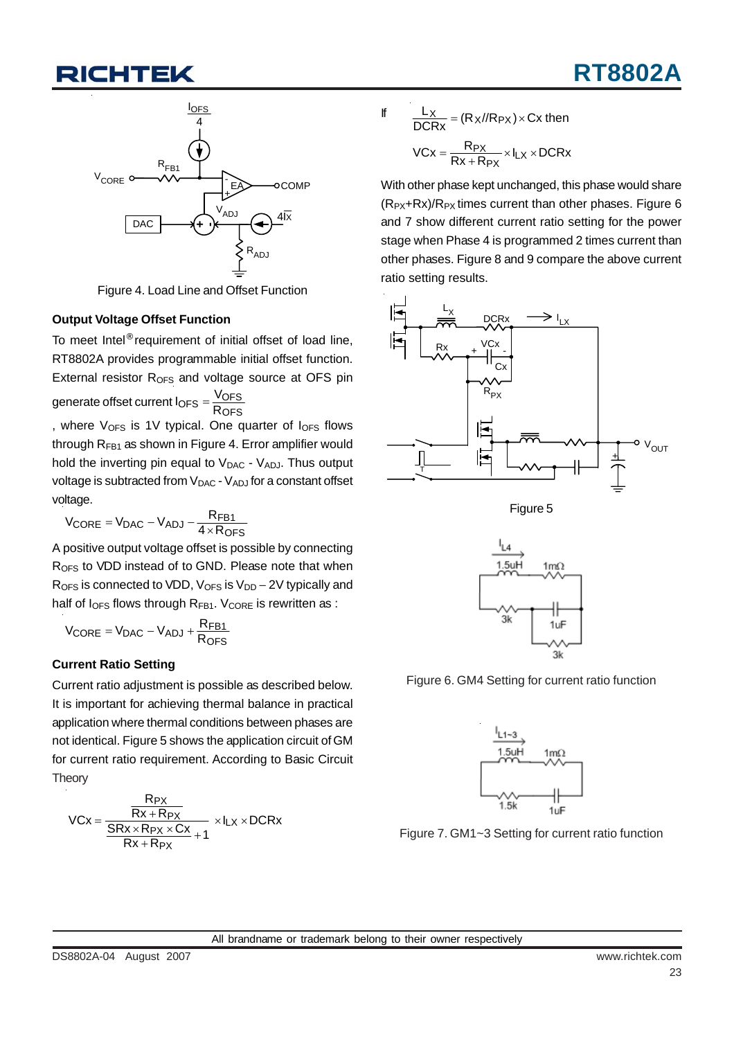Figure 4. Load Line and Offset Function

### Output Voltage Offset Function

To meet Intel® requirement of initial offset of load line, RT8802A provides programmable initial offset function. External resistor $R_{OFS}$ and voltage source at OFS pin generate offset current $I_{OFS} = \frac{V_{OFS}}{R_{OFS}}$, where $V_{OFS}$ is 1V typical. One quarter of $I_{OFS}$ flows through $R_{FB1}$ as shown in Figure 4. Error amplifier would hold the inverting pin equal to $V_{DAC}$ - $V_{ADJ}$. Thus output voltage is subtracted from $V_{DAC}$ - $V_{ADJ}$ for a constant offset voltage.

$$V_{CORE} = V_{DAC} - V_{ADJ} - \frac{R_{FB1}}{4 \times R_{OFS}}$$

A positive output voltage offset is possible by connecting $R_{OFS}$ to VDD instead of to GND. Please note that when $R_{OFS}$ is connected to VDD, $V_{OFS}$ is $V_{DD}$ – 2V typically and half of $I_{OFS}$ flows through $R_{FB1}$. $V_{CORE}$ is rewritten as :

$$V_{CORE} = V_{DAC} - V_{ADJ} + \frac{R_{FB1}}{R_{OFS}}$$

### Current Ratio Setting

Current ratio adjustment is possible as described below. It is important for achieving thermal balance in practical application where thermal conditions between phases are not identical. Figure 5 shows the application circuit of GM for current ratio requirement. According to Basic Circuit Theory

$$VCx = \frac{\frac{R_{PX}}{Rx + R_{PX}}}{\frac{SRx \times R_{PX} \times Cx}{Rx + R_{PX}} + 1} \times I_{LX} \times DCRx$$

If $\frac{L_X}{DCRx} = (R_X // R_{PX}) \times Cx$ then

$$VCx = \frac{R_{PX}}{Rx + R_{PX}} \times I_{LX} \times DCRx$$

With other phase kept unchanged, this phase would share $(R_{PX}+Rx)/R_{PX}$ times current than other phases. Figure 6 and 7 show different current ratio setting for the power stage when Phase 4 is programmed 2 times current than other phases. Figure 8 and 9 compare the above current ratio setting results.

Figure 5

Figure 6. GM4 Setting for current ratio function

Figure 7. GM1~3 Setting for current ratio function

All brandname or trademark belong to their owner respectively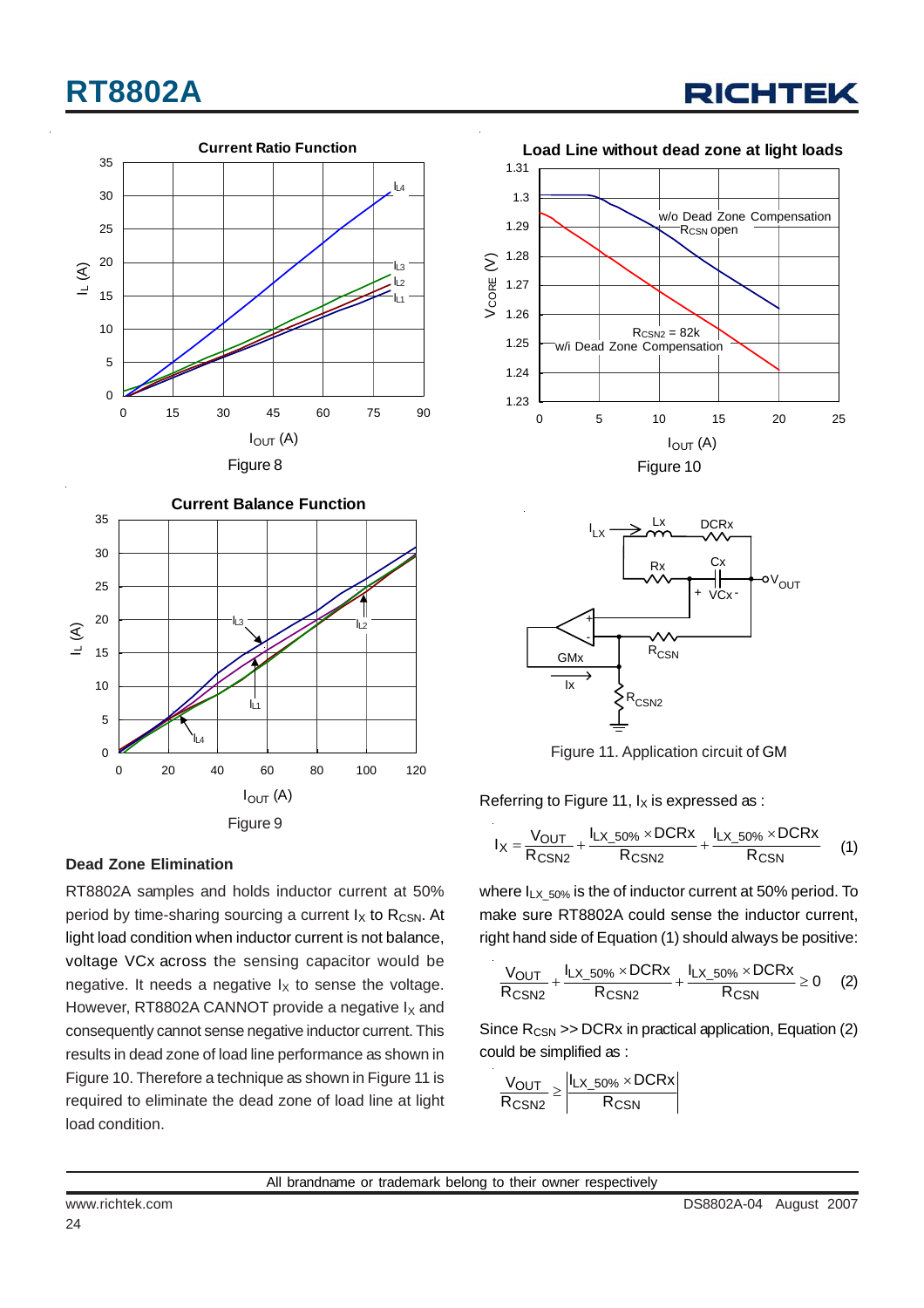Figure 8

Figure 9

Figure 10

Figure 11. Application circuit of GM

### Dead Zone Elimination

RT8802A samples and holds inductor current at 50% period by time-sharing sourcing a current $I_X$ to $R_{CSN}$. At light load condition when inductor current is not balance, voltage VCx across the sensing capacitor would be negative. It needs a negative $I_X$ to sense the voltage. However, RT8802A CANNOT provide a negative $I_X$ and consequently cannot sense negative inductor current. This results in dead zone of load line performance as shown in Figure 10. Therefore a technique as shown in Figure 11 is required to eliminate the dead zone of load line at light load condition.

Referring to Figure 11, $I_X$ is expressed as :

$$I_X = \frac{V_{OUT}}{R_{CSN2}} + \frac{I_{LX\_50\%} \times DCRx}{R_{CSN2}} + \frac{I_{LX\_50\%} \times DCRx}{R_{CSN}} \quad (1)$$

where $I_{LX\_50\%}$ is the of inductor current at 50% period. To make sure RT8802A could sense the inductor current, right hand side of Equation (1) should always be positive:

$$\frac{V_{OUT}}{R_{CSN2}} + \frac{I_{LX\_50\%} \times DCRx}{R_{CSN2}} + \frac{I_{LX\_50\%} \times DCRx}{R_{CSN}} \geq 0 \quad (2)$$

Since $R_{CSN}$ >> DCRx in practical application, Equation (2) could be simplified as :

$$\frac{V_{OUT}}{R_{CSN2}} \geq \left| \frac{I_{LX\_50\%} \times DCRx}{R_{CSN}} \right|$$

All brandname or trademark belong to their owner respectively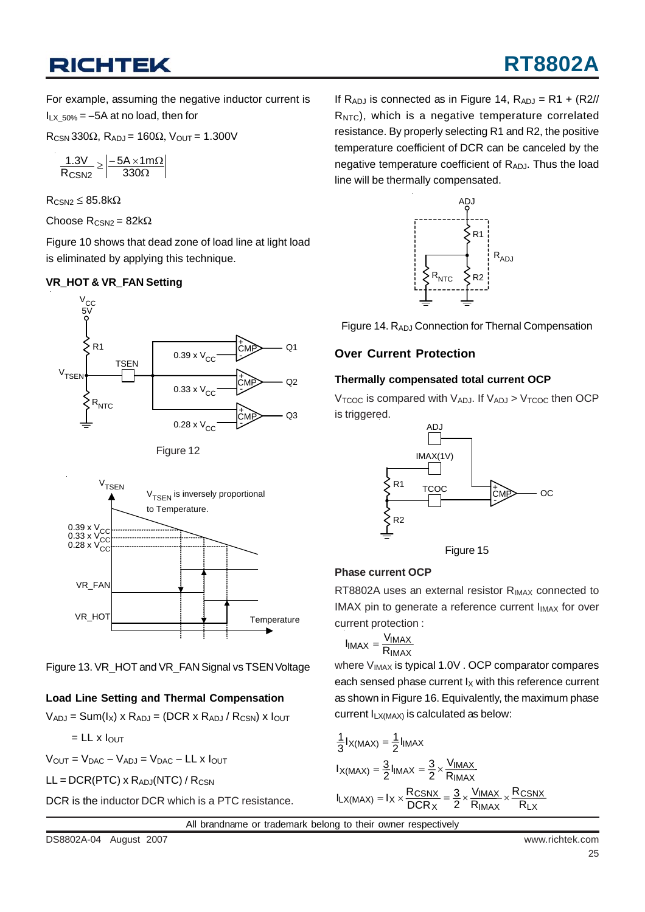For example, assuming the negative inductor current is $I_{LX\_50\%} = -5A$ at no load, then for

$R_{CSN}$ 330Ω, $R_{ADJ}$ = 160Ω, $V_{OUT}$ = 1.300V

$$\frac{1.3V}{R_{CSN2}} \geq \left| \frac{-5A \times 1m\Omega}{330\Omega} \right|$$

$R_{CSN2} \leq 85.8k\Omega$

Choose $R_{CSN2}$ = 82kΩ

Figure 10 shows that dead zone of load line at light load is eliminated by applying this technique.

**VR_HOT & VR_FAN Setting**

Figure 12

Figure 13. VR_HOT and VR_FAN Signal vs TSEN Voltage

### Load Line Setting and Thermal Compensation

$V_{ADJ} = \text{Sum}(I_X) \times R_{ADJ} = (DCR \times R_{ADJ} / R_{CSN}) \times I_{OUT}$

$= LL \times I_{OUT}$

$V_{OUT} = V_{DAC} - V_{ADJ} = V_{DAC} - LL \times I_{OUT}$

$LL = DCR(PTC) \times R_{ADJ}(NTC) / R_{CSN}$

DCR is the inductor DCR which is a PTC resistance.

If $R_{ADJ}$ is connected as in Figure 14, $R_{ADJ}$ = R1 + (R2// $R_{NTC}$), which is a negative temperature correlated resistance. By properly selecting R1 and R2, the positive temperature coefficient of DCR can be canceled by the negative temperature coefficient of $R_{ADJ}$. Thus the load line will be thermally compensated.

Figure 14. $R_{ADJ}$ Connection for Thermal Compensation

### Over Current Protection

**Thermally compensated total current OCP**

$V_{TCOC}$ is compared with $V_{ADJ}$. If $V_{ADJ} > V_{TCOC}$ then OCP is triggered.

Figure 15

**Phase current OCP**

RT8802A uses an external resistor $R_{IMAX}$ connected to IMAX pin to generate a reference current $I_{IMAX}$ for over current protection :

$$I_{IMAX} = \frac{V_{IMAX}}{R_{IMAX}}$$

where $V_{IMAX}$ is typical 1.0V . OCP comparator compares each sensed phase current $I_X$ with this reference current as shown in Figure 16. Equivalently, the maximum phase current $I_{LX(MAX)}$ is calculated as below:

$$\frac{1}{3} I_{X(MAX)} = \frac{1}{2} I_{IMAX}$$

$$I_{X(MAX)} = \frac{3}{2} I_{IMAX} = \frac{3}{2} \times \frac{V_{IMAX}}{R_{IMAX}}$$

$$I_{LX(MAX)} = I_X \times \frac{R_{CSNX}}{DCR_X} = \frac{3}{2} \times \frac{V_{IMAX}}{R_{IMAX}} \times \frac{R_{CSNX}}{R_{LX}}$$

All brandname or trademark belong to their owner respectively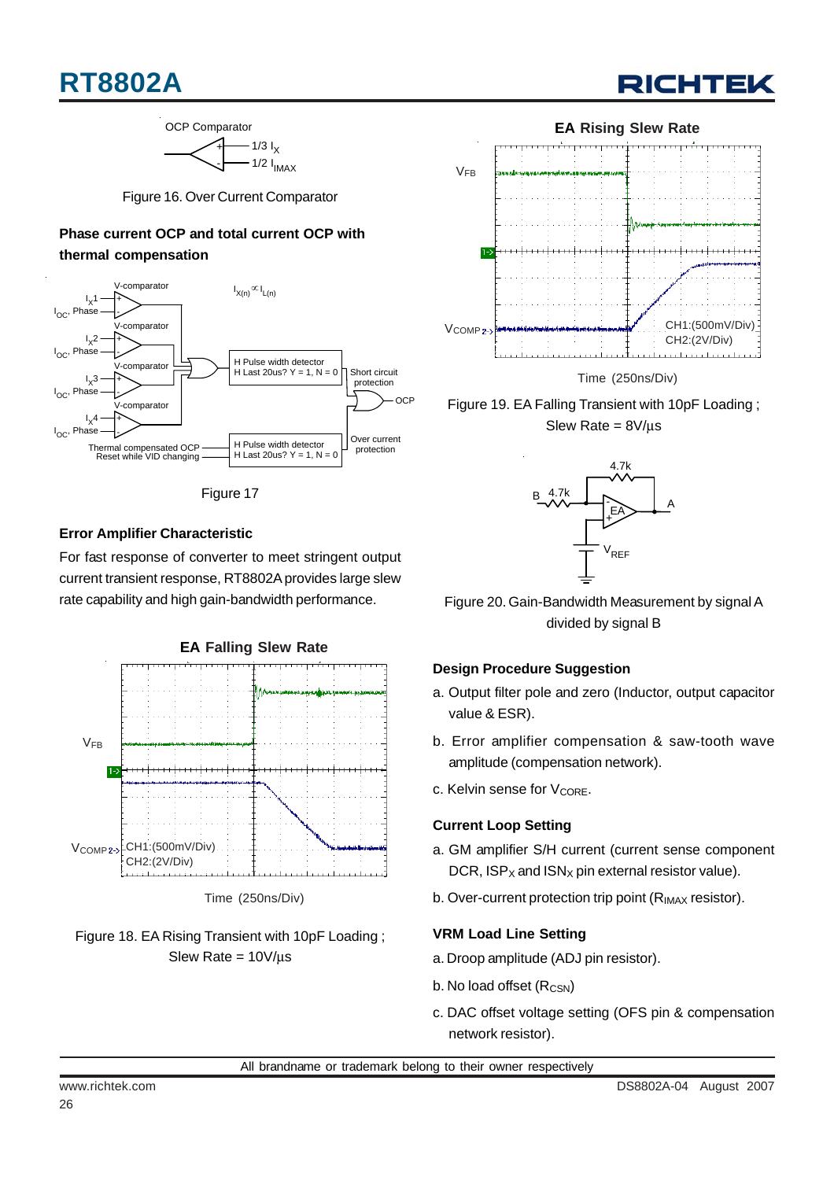OCP Comparator

+ 1/3 $I_X$

\- 1/2 $I_{IMAX}$

Figure 16. Over Current Comparator

**Phase current OCP and total current OCP with thermal compensation**

Figure 17

## Error Amplifier Characteristic

For fast response of converter to meet stringent output current transient response, RT8802A provides large slew rate capability and high gain-bandwidth performance.

**EA Falling Slew Rate**

Time (250ns/Div)

Figure 18. EA Rising Transient with 10pF Loading ; Slew Rate = 10V/μs

**EA Rising Slew Rate**

Time (250ns/Div)

Figure 19. EA Falling Transient with 10pF Loading ; Slew Rate = 8V/μs

Figure 20. Gain-Bandwidth Measurement by signal A divided by signal B

## Design Procedure Suggestion

a. Output filter pole and zero (Inductor, output capacitor value & ESR).

b. Error amplifier compensation & saw-tooth wave amplitude (compensation network).

c. Kelvin sense for $V_{CORE}$.

## Current Loop Setting

a. GM amplifier S/H current (current sense component DCR, $ISP_X$ and $ISN_X$ pin external resistor value).

b. Over-current protection trip point ($R_{IMAX}$ resistor).

## VRM Load Line Setting

a. Droop amplitude (ADJ pin resistor).

b. No load offset ($R_{CSN}$)

c. DAC offset voltage setting (OFS pin & compensation network resistor).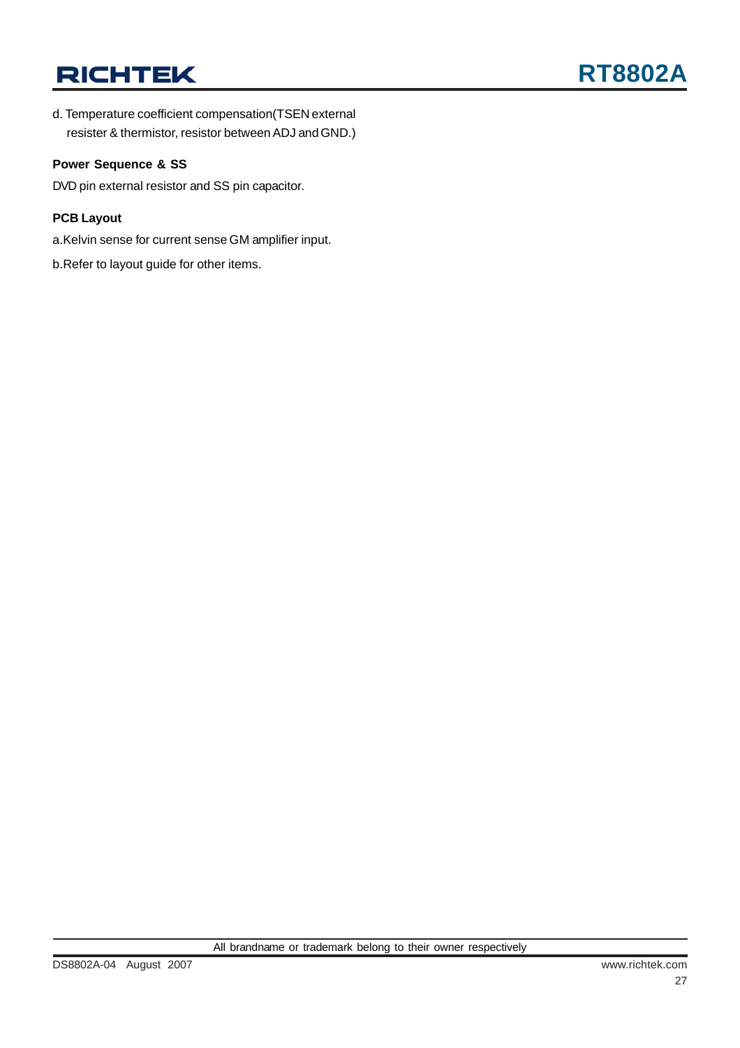d. Temperature coefficient compensation(TSEN external resister & thermistor, resistor between ADJ and GND.)

**Power Sequence & SS**

DVD pin external resistor and SS pin capacitor.

**PCB Layout**

a.Kelvin sense for current sense GM amplifier input.

b.Refer to layout guide for other items.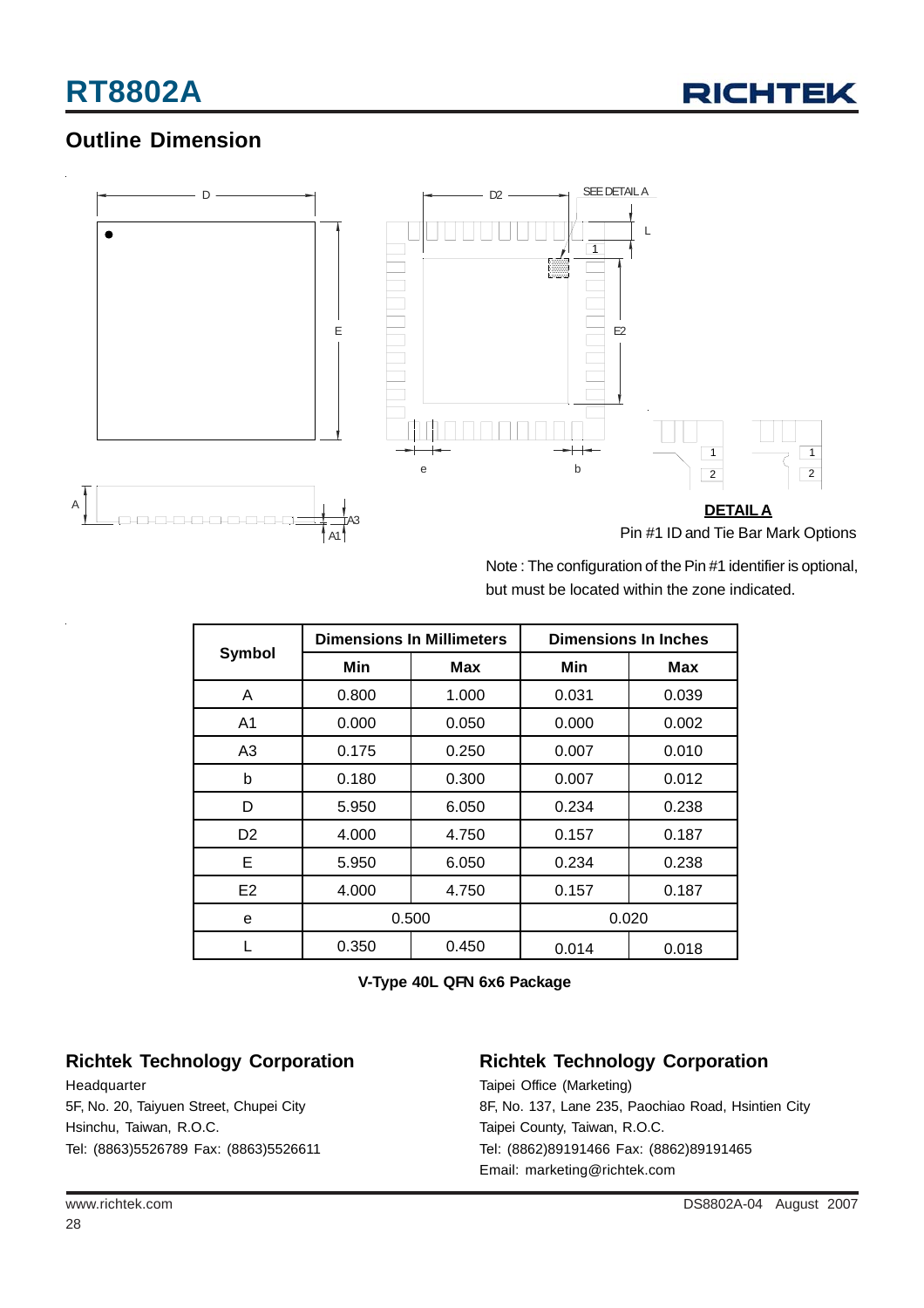## Outline Dimension

D

D2

SEE DETAIL A

L

1

E

E2

e

b

1

2

1

2

A

A3

A1

**DETAIL A**

Pin #1 ID and Tie Bar Mark Options

Note : The configuration of the Pin #1 identifier is optional, but must be located within the zone indicated.

| Symbol | Dimensions In Millimeters | | Dimensions In Inches | |
|---|---|---|---|---|
| | Min | Max | Min | Max |
| A | 0.800 | 1.000 | 0.031 | 0.039 |
| A1 | 0.000 | 0.050 | 0.000 | 0.002 |
| A3 | 0.175 | 0.250 | 0.007 | 0.010 |
| b | 0.180 | 0.300 | 0.007 | 0.012 |
| D | 5.950 | 6.050 | 0.234 | 0.238 |
| D2 | 4.000 | 4.750 | 0.157 | 0.187 |
| E | 5.950 | 6.050 | 0.234 | 0.238 |
| E2 | 4.000 | 4.750 | 0.157 | 0.187 |
| e | 0.500 | | 0.020 | |
| L | 0.350 | 0.450 | 0.014 | 0.018 |

**V-Type 40L QFN 6x6 Package**

### Richtek Technology Corporation

Headquarter
5F, No. 20, Taiyuen Street, Chupei City
Hsinchu, Taiwan, R.O.C.
Tel: (8863)5526789 Fax: (8863)5526611

### Richtek Technology Corporation

Taipei Office (Marketing)
8F, No. 137, Lane 235, Paochiao Road, Hsintien City
Taipei County, Taiwan, R.O.C.
Tel: (8862)89191466 Fax: (8862)89191465
Email: marketing@richtek.com